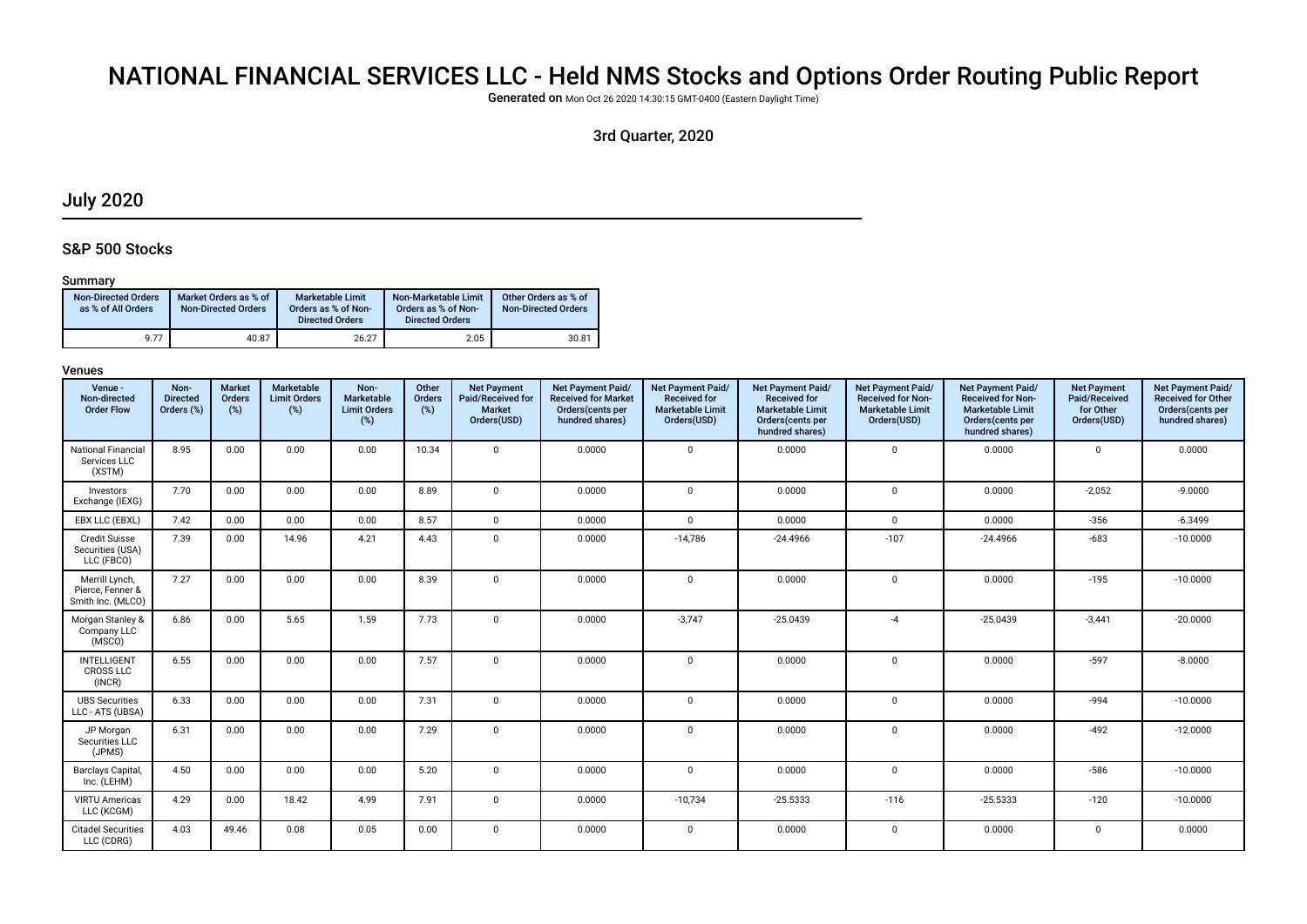# NATIONAL FINANCIAL SERVICES LLC - Held NMS Stocks and Options Order Routing Public Report

**Generated on** Mon Oct 26 2020 14:30:15 GMT-0400 (Eastern Daylight Time)

3rd Quarter, 2020

## July 2020

### S&P 500 Stocks

#### Summary

| Non-Directed Orders as % of All Orders | Market Orders as % of Non-Directed Orders | Marketable Limit Orders as % of Non-Directed Orders | Non-Marketable Limit Orders as % of Non-Directed Orders | Other Orders as % of Non-Directed Orders |
|---|---|---|---|---|
| 9.77 | 40.87 | 26.27 | 2.05 | 30.81 |

#### Venues

| Venue - Non-directed Order Flow | Non-Directed Orders (%) | Market Orders (%) | Marketable Limit Orders (%) | Non-Marketable Limit Orders (%) | Other Orders (%) | Net Payment Paid/Received for Market Orders(USD) | Net Payment Paid/ Received for Market Orders(cents per hundred shares) | Net Payment Paid/ Received for Marketable Limit Orders(USD) | Net Payment Paid/ Received for Marketable Limit Orders(cents per hundred shares) | Net Payment Paid/ Received for Non-Marketable Limit Orders(USD) | Net Payment Paid/ Received for Non-Marketable Limit Orders(cents per hundred shares) | Net Payment Paid/Received for Other Orders(USD) | Net Payment Paid/ Received for Other Orders(cents per hundred shares) |
|---|---|---|---|---|---|---|---|---|---|---|---|---|---|
| National Financial Services LLC (XSTM) | 8.95 | 0.00 | 0.00 | 0.00 | 10.34 | 0 | 0.0000 | 0 | 0.0000 | 0 | 0.0000 | 0 | 0.0000 |
| Investors Exchange (IEXG) | 7.70 | 0.00 | 0.00 | 0.00 | 8.89 | 0 | 0.0000 | 0 | 0.0000 | 0 | 0.0000 | -2,052 | -9.0000 |
| EBX LLC (EBXL) | 7.42 | 0.00 | 0.00 | 0.00 | 8.57 | 0 | 0.0000 | 0 | 0.0000 | 0 | 0.0000 | -356 | -6.3499 |
| Credit Suisse Securities (USA) LLC (FBCO) | 7.39 | 0.00 | 14.96 | 4.21 | 4.43 | 0 | 0.0000 | -14,786 | -24.4966 | -107 | -24.4966 | -683 | -10.0000 |
| Merrill Lynch, Pierce, Fenner & Smith Inc. (MLCO) | 7.27 | 0.00 | 0.00 | 0.00 | 8.39 | 0 | 0.0000 | 0 | 0.0000 | 0 | 0.0000 | -195 | -10.0000 |
| Morgan Stanley & Company LLC (MSCO) | 6.86 | 0.00 | 5.65 | 1.59 | 7.73 | 0 | 0.0000 | -3,747 | -25.0439 | -4 | -25.0439 | -3,441 | -20.0000 |
| INTELLIGENT CROSS LLC (INCR) | 6.55 | 0.00 | 0.00 | 0.00 | 7.57 | 0 | 0.0000 | 0 | 0.0000 | 0 | 0.0000 | -597 | -8.0000 |
| UBS Securities LLC - ATS (UBSA) | 6.33 | 0.00 | 0.00 | 0.00 | 7.31 | 0 | 0.0000 | 0 | 0.0000 | 0 | 0.0000 | -994 | -10.0000 |
| JP Morgan Securities LLC (JPMS) | 6.31 | 0.00 | 0.00 | 0.00 | 7.29 | 0 | 0.0000 | 0 | 0.0000 | 0 | 0.0000 | -492 | -12.0000 |
| Barclays Capital, Inc. (LEHM) | 4.50 | 0.00 | 0.00 | 0.00 | 5.20 | 0 | 0.0000 | 0 | 0.0000 | 0 | 0.0000 | -586 | -10.0000 |
| VIRTU Americas LLC (KCGM) | 4.29 | 0.00 | 18.42 | 4.99 | 7.91 | 0 | 0.0000 | -10,734 | -25.5333 | -116 | -25.5333 | -120 | -10.0000 |
| Citadel Securities LLC (CDRG) | 4.03 | 49.46 | 0.08 | 0.05 | 0.00 | 0 | 0.0000 | 0 | 0.0000 | 0 | 0.0000 | 0 | 0.0000 |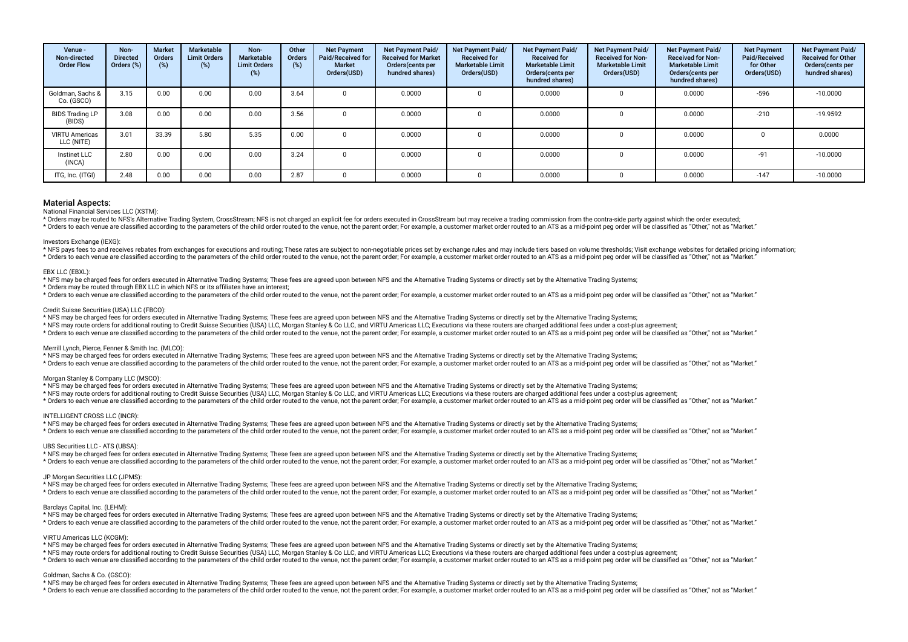| Venue - Non-directed Order Flow | Non-Directed Orders (%) | Market Orders (%) | Marketable Limit Orders (%) | Non-Marketable Limit Orders (%) | Other Orders (%) | Net Payment Paid/Received for Market Orders(USD) | Net Payment Paid/ Received for Market Orders(cents per hundred shares) | Net Payment Paid/ Received for Marketable Limit Orders(USD) | Net Payment Paid/ Received for Marketable Limit Orders(cents per hundred shares) | Net Payment Paid/ Received for Non-Marketable Limit Orders(USD) | Net Payment Paid/ Received for Non-Marketable Limit Orders(cents per hundred shares) | Net Payment Paid/Received for Other Orders(USD) | Net Payment Paid/ Received for Other Orders(cents per hundred shares) |
|---|---|---|---|---|---|---|---|---|---|---|---|---|---|
| Goldman, Sachs & Co. (GSCO) | 3.15 | 0.00 | 0.00 | 0.00 | 3.64 | 0 | 0.0000 | 0 | 0.0000 | 0 | 0.0000 | -596 | -10.0000 |
| BIDS Trading LP (BIDS) | 3.08 | 0.00 | 0.00 | 0.00 | 3.56 | 0 | 0.0000 | 0 | 0.0000 | 0 | 0.0000 | -210 | -19.9592 |
| VIRTU Americas LLC (NITE) | 3.01 | 33.39 | 5.80 | 5.35 | 0.00 | 0 | 0.0000 | 0 | 0.0000 | 0 | 0.0000 | 0 | 0.0000 |
| Instinet LLC (INCA) | 2.80 | 0.00 | 0.00 | 0.00 | 3.24 | 0 | 0.0000 | 0 | 0.0000 | 0 | 0.0000 | -91 | -10.0000 |
| ITG, Inc. (ITGI) | 2.48 | 0.00 | 0.00 | 0.00 | 2.87 | 0 | 0.0000 | 0 | 0.0000 | 0 | 0.0000 | -147 | -10.0000 |

## Material Aspects:

National Financial Services LLC (XSTM):

* Orders may be routed to NFS's Alternative Trading System, CrossStream; NFS is not charged an explicit fee for orders executed in CrossStream but may receive a trading commission from the contra-side party against which the order executed;
* Orders to each venue are classified according to the parameters of the child order routed to the venue, not the parent order; For example, a customer market order routed to an ATS as a mid-point peg order will be classified as "Other," not as "Market."

Investors Exchange (IEXG):

* NFS pays fees to and receives rebates from exchanges for executions and routing; These rates are subject to non-negotiable prices set by exchange rules and may include tiers based on volume thresholds; Visit exchange websites for detailed pricing information;
* Orders to each venue are classified according to the parameters of the child order routed to the venue, not the parent order; For example, a customer market order routed to an ATS as a mid-point peg order will be classified as "Other," not as "Market."

EBX LLC (EBXL):

* NFS may be charged fees for orders executed in Alternative Trading Systems; These fees are agreed upon between NFS and the Alternative Trading Systems or directly set by the Alternative Trading Systems;
* Orders may be routed through EBX LLC in which NFS or its affiliates have an interest;
* Orders to each venue are classified according to the parameters of the child order routed to the venue, not the parent order; For example, a customer market order routed to an ATS as a mid-point peg order will be classified as "Other," not as "Market."

Credit Suisse Securities (USA) LLC (FBCO):

* NFS may be charged fees for orders executed in Alternative Trading Systems; These fees are agreed upon between NFS and the Alternative Trading Systems or directly set by the Alternative Trading Systems;
* NFS may route orders for additional routing to Credit Suisse Securities (USA) LLC, Morgan Stanley & Co LLC, and VIRTU Americas LLC; Executions via these routers are charged additional fees under a cost-plus agreement;
* Orders to each venue are classified according to the parameters of the child order routed to the venue, not the parent order; For example, a customer market order routed to an ATS as a mid-point peg order will be classified as "Other," not as "Market."

Merrill Lynch, Pierce, Fenner & Smith Inc. (MLCO):

* NFS may be charged fees for orders executed in Alternative Trading Systems; These fees are agreed upon between NFS and the Alternative Trading Systems or directly set by the Alternative Trading Systems;
* Orders to each venue are classified according to the parameters of the child order routed to the venue, not the parent order; For example, a customer market order routed to an ATS as a mid-point peg order will be classified as "Other," not as "Market."

Morgan Stanley & Company LLC (MSCO):

* NFS may be charged fees for orders executed in Alternative Trading Systems; These fees are agreed upon between NFS and the Alternative Trading Systems or directly set by the Alternative Trading Systems;
* NFS may route orders for additional routing to Credit Suisse Securities (USA) LLC, Morgan Stanley & Co LLC, and VIRTU Americas LLC; Executions via these routers are charged additional fees under a cost-plus agreement;
* Orders to each venue are classified according to the parameters of the child order routed to the venue, not the parent order; For example, a customer market order routed to an ATS as a mid-point peg order will be classified as "Other," not as "Market."

INTELLIGENT CROSS LLC (INCR):

* NFS may be charged fees for orders executed in Alternative Trading Systems; These fees are agreed upon between NFS and the Alternative Trading Systems or directly set by the Alternative Trading Systems;
* Orders to each venue are classified according to the parameters of the child order routed to the venue, not the parent order; For example, a customer market order routed to an ATS as a mid-point peg order will be classified as "Other," not as "Market."

UBS Securities LLC - ATS (UBSA):

* NFS may be charged fees for orders executed in Alternative Trading Systems; These fees are agreed upon between NFS and the Alternative Trading Systems or directly set by the Alternative Trading Systems;
* Orders to each venue are classified according to the parameters of the child order routed to the venue, not the parent order; For example, a customer market order routed to an ATS as a mid-point peg order will be classified as "Other," not as "Market."

JP Morgan Securities LLC (JPMS):

* NFS may be charged fees for orders executed in Alternative Trading Systems; These fees are agreed upon between NFS and the Alternative Trading Systems or directly set by the Alternative Trading Systems;
* Orders to each venue are classified according to the parameters of the child order routed to the venue, not the parent order; For example, a customer market order routed to an ATS as a mid-point peg order will be classified as "Other," not as "Market."

Barclays Capital, Inc. (LEHM):

* NFS may be charged fees for orders executed in Alternative Trading Systems; These fees are agreed upon between NFS and the Alternative Trading Systems or directly set by the Alternative Trading Systems;
* Orders to each venue are classified according to the parameters of the child order routed to the venue, not the parent order; For example, a customer market order routed to an ATS as a mid-point peg order will be classified as "Other," not as "Market."

VIRTU Americas LLC (KCGM):

* NFS may be charged fees for orders executed in Alternative Trading Systems; These fees are agreed upon between NFS and the Alternative Trading Systems or directly set by the Alternative Trading Systems;
* NFS may route orders for additional routing to Credit Suisse Securities (USA) LLC, Morgan Stanley & Co LLC, and VIRTU Americas LLC; Executions via these routers are charged additional fees under a cost-plus agreement;
* Orders to each venue are classified according to the parameters of the child order routed to the venue, not the parent order; For example, a customer market order routed to an ATS as a mid-point peg order will be classified as "Other," not as "Market."

Goldman, Sachs & Co. (GSCO):

* NFS may be charged fees for orders executed in Alternative Trading Systems; These fees are agreed upon between NFS and the Alternative Trading Systems or directly set by the Alternative Trading Systems;
* Orders to each venue are classified according to the parameters of the child order routed to the venue, not the parent order; For example, a customer market order routed to an ATS as a mid-point peg order will be classified as "Other," not as "Market."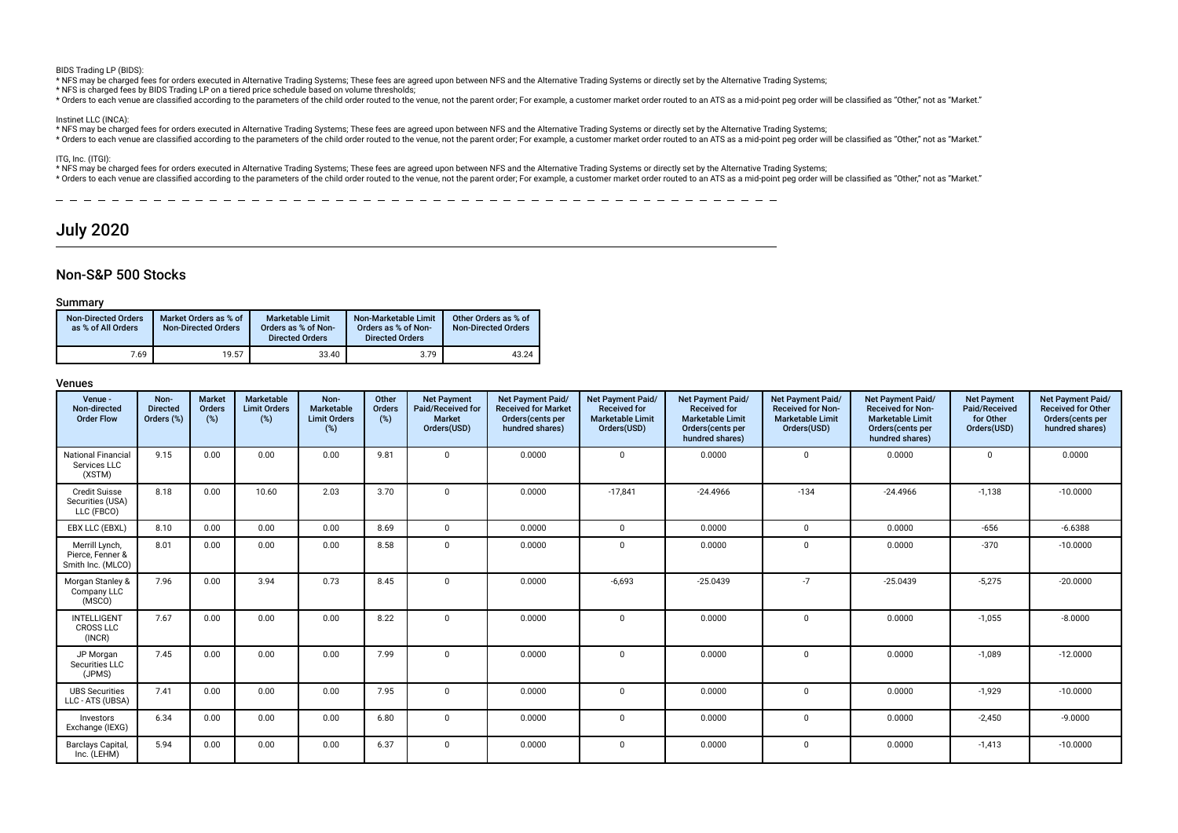BIDS Trading LP (BIDS):

* NFS may be charged fees for orders executed in Alternative Trading Systems; These fees are agreed upon between NFS and the Alternative Trading Systems or directly set by the Alternative Trading Systems;
* NFS is charged fees by BIDS Trading LP on a tiered price schedule based on volume thresholds;
* Orders to each venue are classified according to the parameters of the child order routed to the venue, not the parent order; For example, a customer market order routed to an ATS as a mid-point peg order will be classified as "Other," not as "Market."

Instinet LLC (INCA):

* NFS may be charged fees for orders executed in Alternative Trading Systems; These fees are agreed upon between NFS and the Alternative Trading Systems or directly set by the Alternative Trading Systems;
* Orders to each venue are classified according to the parameters of the child order routed to the venue, not the parent order; For example, a customer market order routed to an ATS as a mid-point peg order will be classified as "Other," not as "Market."

ITG, Inc. (ITGI):

* NFS may be charged fees for orders executed in Alternative Trading Systems; These fees are agreed upon between NFS and the Alternative Trading Systems or directly set by the Alternative Trading Systems;
* Orders to each venue are classified according to the parameters of the child order routed to the venue, not the parent order; For example, a customer market order routed to an ATS as a mid-point peg order will be classified as "Other," not as "Market."

# July 2020

## Non-S&P 500 Stocks

### Summary

| Non-Directed Orders as % of All Orders | Market Orders as % of Non-Directed Orders | Marketable Limit Orders as % of Non-Directed Orders | Non-Marketable Limit Orders as % of Non-Directed Orders | Other Orders as % of Non-Directed Orders |
|---|---|---|---|---|
| 7.69 | 19.57 | 33.40 | 3.79 | 43.24 |

### Venues

| Venue - Non-directed Order Flow | Non-Directed Orders (%) | Market Orders (%) | Marketable Limit Orders (%) | Non-Marketable Limit Orders (%) | Other Orders (%) | Net Payment Paid/Received for Market Orders(USD) | Net Payment Paid/ Received for Market Orders(cents per hundred shares) | Net Payment Paid/ Received for Marketable Limit Orders(USD) | Net Payment Paid/ Received for Marketable Limit Orders(cents per hundred shares) | Net Payment Paid/ Received for Non-Marketable Limit Orders(USD) | Net Payment Paid/ Received for Non-Marketable Limit Orders(cents per hundred shares) | Net Payment Paid/Received for Other Orders(USD) | Net Payment Paid/ Received for Other Orders(cents per hundred shares) |
|---|---|---|---|---|---|---|---|---|---|---|---|---|---|
| National Financial Services LLC (XSTM) | 9.15 | 0.00 | 0.00 | 0.00 | 9.81 | 0 | 0.0000 | 0 | 0.0000 | 0 | 0.0000 | 0 | 0.0000 |
| Credit Suisse Securities (USA) LLC (FBCO) | 8.18 | 0.00 | 10.60 | 2.03 | 3.70 | 0 | 0.0000 | -17,841 | -24.4966 | -134 | -24.4966 | -1,138 | -10.0000 |
| EBX LLC (EBXL) | 8.10 | 0.00 | 0.00 | 0.00 | 8.69 | 0 | 0.0000 | 0 | 0.0000 | 0 | 0.0000 | -656 | -6.6388 |
| Merrill Lynch, Pierce, Fenner & Smith Inc. (MLCO) | 8.01 | 0.00 | 0.00 | 0.00 | 8.58 | 0 | 0.0000 | 0 | 0.0000 | 0 | 0.0000 | -370 | -10.0000 |
| Morgan Stanley & Company LLC (MSCO) | 7.96 | 0.00 | 3.94 | 0.73 | 8.45 | 0 | 0.0000 | -6,693 | -25.0439 | -7 | -25.0439 | -5,275 | -20.0000 |
| INTELLIGENT CROSS LLC (INCR) | 7.67 | 0.00 | 0.00 | 0.00 | 8.22 | 0 | 0.0000 | 0 | 0.0000 | 0 | 0.0000 | -1,055 | -8.0000 |
| JP Morgan Securities LLC (JPMS) | 7.45 | 0.00 | 0.00 | 0.00 | 7.99 | 0 | 0.0000 | 0 | 0.0000 | 0 | 0.0000 | -1,089 | -12.0000 |
| UBS Securities LLC - ATS (UBSA) | 7.41 | 0.00 | 0.00 | 0.00 | 7.95 | 0 | 0.0000 | 0 | 0.0000 | 0 | 0.0000 | -1,929 | -10.0000 |
| Investors Exchange (IEXG) | 6.34 | 0.00 | 0.00 | 0.00 | 6.80 | 0 | 0.0000 | 0 | 0.0000 | 0 | 0.0000 | -2,450 | -9.0000 |
| Barclays Capital, Inc. (LEHM) | 5.94 | 0.00 | 0.00 | 0.00 | 6.37 | 0 | 0.0000 | 0 | 0.0000 | 0 | 0.0000 | -1,413 | -10.0000 |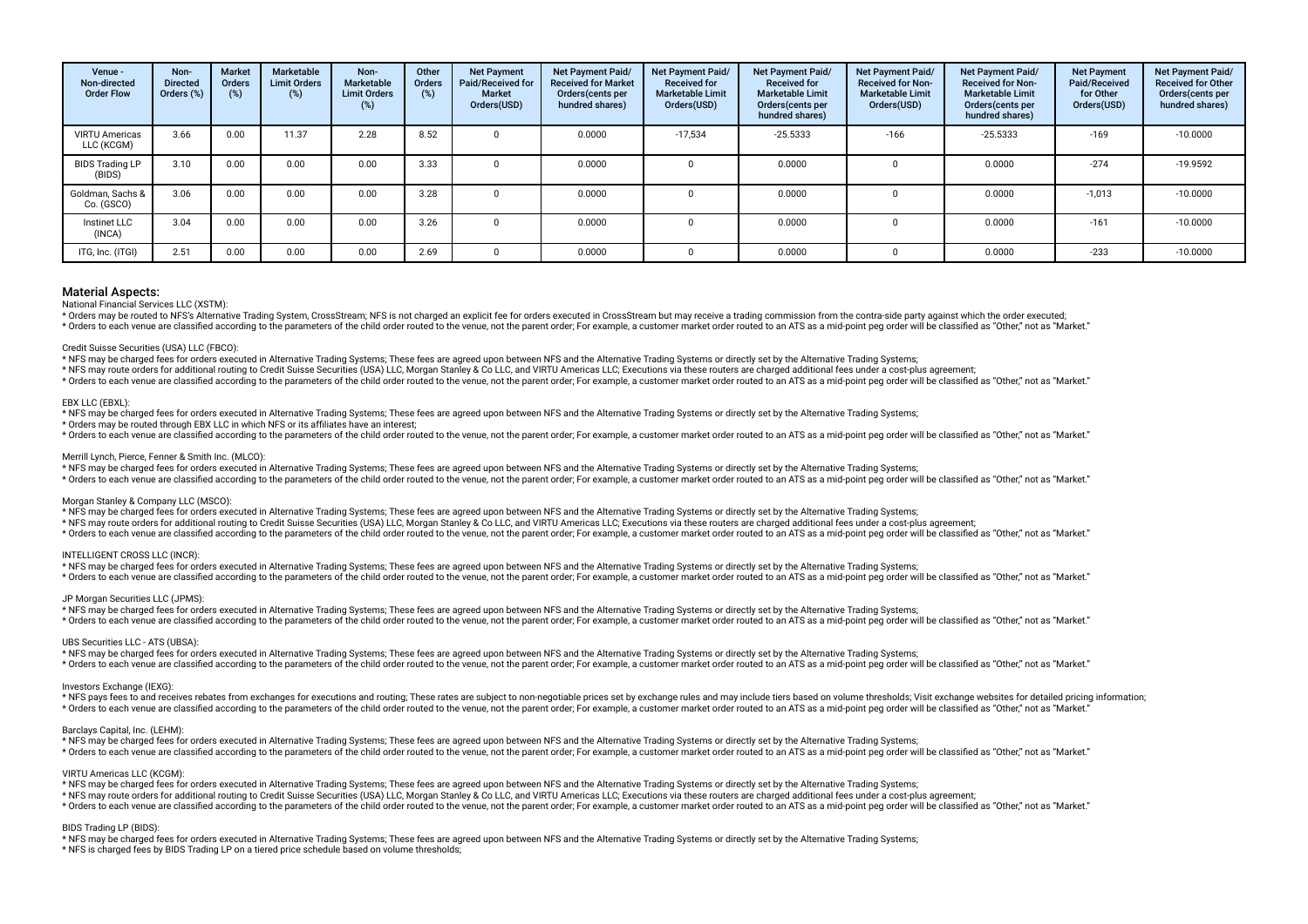| Venue - Non-directed Order Flow | Non-Directed Orders (%) | Market Orders (%) | Marketable Limit Orders (%) | Non-Marketable Limit Orders (%) | Other Orders (%) | Net Payment Paid/Received for Market Orders(USD) | Net Payment Paid/Received for Market Orders(cents per hundred shares) | Net Payment Paid/Received for Marketable Limit Orders(USD) | Net Payment Paid/Received for Marketable Limit Orders(cents per hundred shares) | Net Payment Paid/Received for Non-Marketable Limit Orders(USD) | Net Payment Paid/Received for Non-Marketable Limit Orders(cents per hundred shares) | Net Payment Paid/Received for Other Orders(USD) | Net Payment Paid/Received for Other Orders(cents per hundred shares) |
|---|---|---|---|---|---|---|---|---|---|---|---|---|---|
| VIRTU Americas LLC (KCGM) | 3.66 | 0.00 | 11.37 | 2.28 | 8.52 | 0 | 0.0000 | -17,534 | -25.5333 | -166 | -25.5333 | -169 | -10.0000 |
| BIDS Trading LP (BIDS) | 3.10 | 0.00 | 0.00 | 0.00 | 3.33 | 0 | 0.0000 | 0 | 0.0000 | 0 | 0.0000 | -274 | -19.9592 |
| Goldman, Sachs & Co. (GSCO) | 3.06 | 0.00 | 0.00 | 0.00 | 3.28 | 0 | 0.0000 | 0 | 0.0000 | 0 | 0.0000 | -1,013 | -10.0000 |
| Instinet LLC (INCA) | 3.04 | 0.00 | 0.00 | 0.00 | 3.26 | 0 | 0.0000 | 0 | 0.0000 | 0 | 0.0000 | -161 | -10.0000 |
| ITG, Inc. (ITGI) | 2.51 | 0.00 | 0.00 | 0.00 | 2.69 | 0 | 0.0000 | 0 | 0.0000 | 0 | 0.0000 | -233 | -10.0000 |

## Material Aspects:

National Financial Services LLC (XSTM):

* Orders may be routed to NFS's Alternative Trading System, CrossStream; NFS is not charged an explicit fee for orders executed in CrossStream but may receive a trading commission from the contra-side party against which the order executed;
* Orders to each venue are classified according to the parameters of the child order routed to the venue, not the parent order; For example, a customer market order routed to an ATS as a mid-point peg order will be classified as "Other," not as "Market."

Credit Suisse Securities (USA) LLC (FBCO):

* NFS may be charged fees for orders executed in Alternative Trading Systems; These fees are agreed upon between NFS and the Alternative Trading Systems or directly set by the Alternative Trading Systems;
* NFS may route orders for additional routing to Credit Suisse Securities (USA) LLC, Morgan Stanley & Co LLC, and VIRTU Americas LLC; Executions via these routers are charged additional fees under a cost-plus agreement;
* Orders to each venue are classified according to the parameters of the child order routed to the venue, not the parent order; For example, a customer market order routed to an ATS as a mid-point peg order will be classified as "Other," not as "Market."

EBX LLC (EBXL):

* NFS may be charged fees for orders executed in Alternative Trading Systems; These fees are agreed upon between NFS and the Alternative Trading Systems or directly set by the Alternative Trading Systems;
* Orders may be routed through EBX LLC in which NFS or its affiliates have an interest;
* Orders to each venue are classified according to the parameters of the child order routed to the venue, not the parent order; For example, a customer market order routed to an ATS as a mid-point peg order will be classified as "Other," not as "Market."

Merrill Lynch, Pierce, Fenner & Smith Inc. (MLCO):

* NFS may be charged fees for orders executed in Alternative Trading Systems; These fees are agreed upon between NFS and the Alternative Trading Systems or directly set by the Alternative Trading Systems;
* Orders to each venue are classified according to the parameters of the child order routed to the venue, not the parent order; For example, a customer market order routed to an ATS as a mid-point peg order will be classified as "Other," not as "Market."

Morgan Stanley & Company LLC (MSCO):

* NFS may be charged fees for orders executed in Alternative Trading Systems; These fees are agreed upon between NFS and the Alternative Trading Systems or directly set by the Alternative Trading Systems;
* NFS may route orders for additional routing to Credit Suisse Securities (USA) LLC, Morgan Stanley & Co LLC, and VIRTU Americas LLC; Executions via these routers are charged additional fees under a cost-plus agreement;
* Orders to each venue are classified according to the parameters of the child order routed to the venue, not the parent order; For example, a customer market order routed to an ATS as a mid-point peg order will be classified as "Other," not as "Market."

INTELLIGENT CROSS LLC (INCR):

* NFS may be charged fees for orders executed in Alternative Trading Systems; These fees are agreed upon between NFS and the Alternative Trading Systems or directly set by the Alternative Trading Systems;
* Orders to each venue are classified according to the parameters of the child order routed to the venue, not the parent order; For example, a customer market order routed to an ATS as a mid-point peg order will be classified as "Other," not as "Market."

JP Morgan Securities LLC (JPMS):

* NFS may be charged fees for orders executed in Alternative Trading Systems; These fees are agreed upon between NFS and the Alternative Trading Systems or directly set by the Alternative Trading Systems;
* Orders to each venue are classified according to the parameters of the child order routed to the venue, not the parent order; For example, a customer market order routed to an ATS as a mid-point peg order will be classified as "Other," not as "Market."

UBS Securities LLC - ATS (UBSA):

* NFS may be charged fees for orders executed in Alternative Trading Systems; These fees are agreed upon between NFS and the Alternative Trading Systems or directly set by the Alternative Trading Systems;
* Orders to each venue are classified according to the parameters of the child order routed to the venue, not the parent order; For example, a customer market order routed to an ATS as a mid-point peg order will be classified as "Other," not as "Market."

Investors Exchange (IEXG):

* NFS pays fees to and receives rebates from exchanges for executions and routing; These rates are subject to non-negotiable prices set by exchange rules and may include tiers based on volume thresholds; Visit exchange websites for detailed pricing information;
* Orders to each venue are classified according to the parameters of the child order routed to the venue, not the parent order; For example, a customer market order routed to an ATS as a mid-point peg order will be classified as "Other," not as "Market."

Barclays Capital, Inc. (LEHM):

* NFS may be charged fees for orders executed in Alternative Trading Systems; These fees are agreed upon between NFS and the Alternative Trading Systems or directly set by the Alternative Trading Systems;
* Orders to each venue are classified according to the parameters of the child order routed to the venue, not the parent order; For example, a customer market order routed to an ATS as a mid-point peg order will be classified as "Other," not as "Market."

VIRTU Americas LLC (KCGM):

* NFS may be charged fees for orders executed in Alternative Trading Systems; These fees are agreed upon between NFS and the Alternative Trading Systems or directly set by the Alternative Trading Systems;
* NFS may route orders for additional routing to Credit Suisse Securities (USA) LLC, Morgan Stanley & Co LLC, and VIRTU Americas LLC; Executions via these routers are charged additional fees under a cost-plus agreement;
* Orders to each venue are classified according to the parameters of the child order routed to the venue, not the parent order; For example, a customer market order routed to an ATS as a mid-point peg order will be classified as "Other," not as "Market."

BIDS Trading LP (BIDS):

* NFS may be charged fees for orders executed in Alternative Trading Systems; These fees are agreed upon between NFS and the Alternative Trading Systems or directly set by the Alternative Trading Systems;
* NFS is charged fees by BIDS Trading LP on a tiered price schedule based on volume thresholds;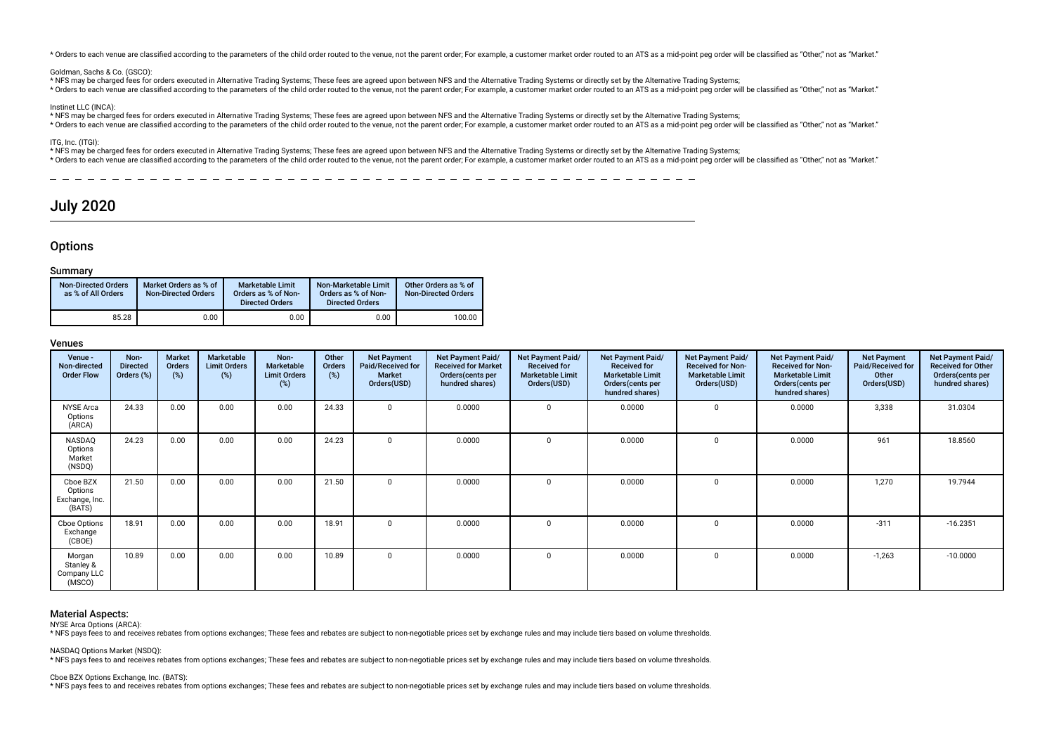* Orders to each venue are classified according to the parameters of the child order routed to the venue, not the parent order; For example, a customer market order routed to an ATS as a mid-point peg order will be classified as "Other," not as "Market."

Goldman, Sachs & Co. (GSCO):
* NFS may be charged fees for orders executed in Alternative Trading Systems; These fees are agreed upon between NFS and the Alternative Trading Systems or directly set by the Alternative Trading Systems;
* Orders to each venue are classified according to the parameters of the child order routed to the venue, not the parent order; For example, a customer market order routed to an ATS as a mid-point peg order will be classified as "Other," not as "Market."

Instinet LLC (INCA):
* NFS may be charged fees for orders executed in Alternative Trading Systems; These fees are agreed upon between NFS and the Alternative Trading Systems or directly set by the Alternative Trading Systems;
* Orders to each venue are classified according to the parameters of the child order routed to the venue, not the parent order; For example, a customer market order routed to an ATS as a mid-point peg order will be classified as "Other," not as "Market."

ITG, Inc. (ITGI):
* NFS may be charged fees for orders executed in Alternative Trading Systems; These fees are agreed upon between NFS and the Alternative Trading Systems or directly set by the Alternative Trading Systems;
* Orders to each venue are classified according to the parameters of the child order routed to the venue, not the parent order; For example, a customer market order routed to an ATS as a mid-point peg order will be classified as "Other," not as "Market."

# July 2020

## Options

### Summary

| Non-Directed Orders as % of All Orders | Market Orders as % of Non-Directed Orders | Marketable Limit Orders as % of Non-Directed Orders | Non-Marketable Limit Orders as % of Non-Directed Orders | Other Orders as % of Non-Directed Orders |
|---|---|---|---|---|
| 85.28 | 0.00 | 0.00 | 0.00 | 100.00 |

### Venues

| Venue - Non-directed Order Flow | Non-Directed Orders (%) | Market Orders (%) | Marketable Limit Orders (%) | Non-Marketable Limit Orders (%) | Other Orders (%) | Net Payment Paid/Received for Market Orders(USD) | Net Payment Paid/Received for Market Orders(cents per hundred shares) | Net Payment Paid/Received for Marketable Limit Orders(USD) | Net Payment Paid/Received for Marketable Limit Orders(cents per hundred shares) | Net Payment Paid/Received for Non-Marketable Limit Orders(USD) | Net Payment Paid/Received for Non-Marketable Limit Orders(cents per hundred shares) | Net Payment Paid/Received for Other Orders(USD) | Net Payment Paid/Received for Other Orders(cents per hundred shares) |
|---|---|---|---|---|---|---|---|---|---|---|---|---|---|
| NYSE Arca Options (ARCA) | 24.33 | 0.00 | 0.00 | 0.00 | 24.33 | 0 | 0.0000 | 0 | 0.0000 | 0 | 0.0000 | 3,338 | 31.0304 |
| NASDAQ Options Market (NSDQ) | 24.23 | 0.00 | 0.00 | 0.00 | 24.23 | 0 | 0.0000 | 0 | 0.0000 | 0 | 0.0000 | 961 | 18.8560 |
| Cboe BZX Options Exchange, Inc. (BATS) | 21.50 | 0.00 | 0.00 | 0.00 | 21.50 | 0 | 0.0000 | 0 | 0.0000 | 0 | 0.0000 | 1,270 | 19.7944 |
| Cboe Options Exchange (CBOE) | 18.91 | 0.00 | 0.00 | 0.00 | 18.91 | 0 | 0.0000 | 0 | 0.0000 | 0 | 0.0000 | -311 | -16.2351 |
| Morgan Stanley & Company LLC (MSCO) | 10.89 | 0.00 | 0.00 | 0.00 | 10.89 | 0 | 0.0000 | 0 | 0.0000 | 0 | 0.0000 | -1,263 | -10.0000 |

### Material Aspects:

NYSE Arca Options (ARCA):
* NFS pays fees to and receives rebates from options exchanges; These fees and rebates are subject to non-negotiable prices set by exchange rules and may include tiers based on volume thresholds.

NASDAQ Options Market (NSDQ):
* NFS pays fees to and receives rebates from options exchanges; These fees and rebates are subject to non-negotiable prices set by exchange rules and may include tiers based on volume thresholds.

Cboe BZX Options Exchange, Inc. (BATS):
* NFS pays fees to and receives rebates from options exchanges; These fees and rebates are subject to non-negotiable prices set by exchange rules and may include tiers based on volume thresholds.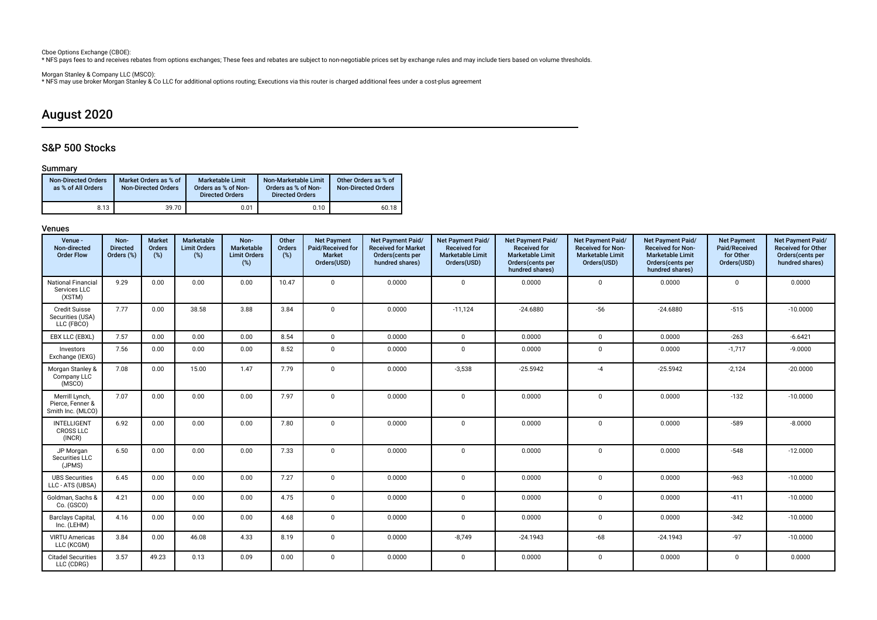Cboe Options Exchange (CBOE):
* NFS pays fees to and receives rebates from options exchanges; These fees and rebates are subject to non-negotiable prices set by exchange rules and may include tiers based on volume thresholds.

Morgan Stanley & Company LLC (MSCO):
* NFS may use broker Morgan Stanley & Co LLC for additional options routing; Executions via this router is charged additional fees under a cost-plus agreement

# August 2020

## S&P 500 Stocks

### Summary

| Non-Directed Orders as % of All Orders | Market Orders as % of Non-Directed Orders | Marketable Limit Orders as % of Non-Directed Orders | Non-Marketable Limit Orders as % of Non-Directed Orders | Other Orders as % of Non-Directed Orders |
|---|---|---|---|---|
| 8.13 | 39.70 | 0.01 | 0.10 | 60.18 |

### Venues

| Venue - Non-directed Order Flow | Non-Directed Orders (%) | Market Orders (%) | Marketable Limit Orders (%) | Non-Marketable Limit Orders (%) | Other Orders (%) | Net Payment Paid/Received for Market Orders(USD) | Net Payment Paid/ Received for Market Orders(cents per hundred shares) | Net Payment Paid/ Received for Marketable Limit Orders(USD) | Net Payment Paid/ Received for Marketable Limit Orders(cents per hundred shares) | Net Payment Paid/ Received for Non-Marketable Limit Orders(USD) | Net Payment Paid/ Received for Non-Marketable Limit Orders(cents per hundred shares) | Net Payment Paid/Received for Other Orders(USD) | Net Payment Paid/ Received for Other Orders(cents per hundred shares) |
|---|---|---|---|---|---|---|---|---|---|---|---|---|---|
| National Financial Services LLC (XSTM) | 9.29 | 0.00 | 0.00 | 0.00 | 10.47 | 0 | 0.0000 | 0 | 0.0000 | 0 | 0.0000 | 0 | 0.0000 |
| Credit Suisse Securities (USA) LLC (FBCO) | 7.77 | 0.00 | 38.58 | 3.88 | 3.84 | 0 | 0.0000 | -11,124 | -24.6880 | -56 | -24.6880 | -515 | -10.0000 |
| EBX LLC (EBXL) | 7.57 | 0.00 | 0.00 | 0.00 | 8.54 | 0 | 0.0000 | 0 | 0.0000 | 0 | 0.0000 | -263 | -6.6421 |
| Investors Exchange (IEXG) | 7.56 | 0.00 | 0.00 | 0.00 | 8.52 | 0 | 0.0000 | 0 | 0.0000 | 0 | 0.0000 | -1,717 | -9.0000 |
| Morgan Stanley & Company LLC (MSCO) | 7.08 | 0.00 | 15.00 | 1.47 | 7.79 | 0 | 0.0000 | -3,538 | -25.5942 | -4 | -25.5942 | -2,124 | -20.0000 |
| Merrill Lynch, Pierce, Fenner & Smith Inc. (MLCO) | 7.07 | 0.00 | 0.00 | 0.00 | 7.97 | 0 | 0.0000 | 0 | 0.0000 | 0 | 0.0000 | -132 | -10.0000 |
| INTELLIGENT CROSS LLC (INCR) | 6.92 | 0.00 | 0.00 | 0.00 | 7.80 | 0 | 0.0000 | 0 | 0.0000 | 0 | 0.0000 | -589 | -8.0000 |
| JP Morgan Securities LLC (JPMS) | 6.50 | 0.00 | 0.00 | 0.00 | 7.33 | 0 | 0.0000 | 0 | 0.0000 | 0 | 0.0000 | -548 | -12.0000 |
| UBS Securities LLC - ATS (UBSA) | 6.45 | 0.00 | 0.00 | 0.00 | 7.27 | 0 | 0.0000 | 0 | 0.0000 | 0 | 0.0000 | -963 | -10.0000 |
| Goldman, Sachs & Co. (GSCO) | 4.21 | 0.00 | 0.00 | 0.00 | 4.75 | 0 | 0.0000 | 0 | 0.0000 | 0 | 0.0000 | -411 | -10.0000 |
| Barclays Capital, Inc. (LEHM) | 4.16 | 0.00 | 0.00 | 0.00 | 4.68 | 0 | 0.0000 | 0 | 0.0000 | 0 | 0.0000 | -342 | -10.0000 |
| VIRTU Americas LLC (KCGM) | 3.84 | 0.00 | 46.08 | 4.33 | 8.19 | 0 | 0.0000 | -8,749 | -24.1943 | -68 | -24.1943 | -97 | -10.0000 |
| Citadel Securities LLC (CDRG) | 3.57 | 49.23 | 0.13 | 0.09 | 0.00 | 0 | 0.0000 | 0 | 0.0000 | 0 | 0.0000 | 0 | 0.0000 |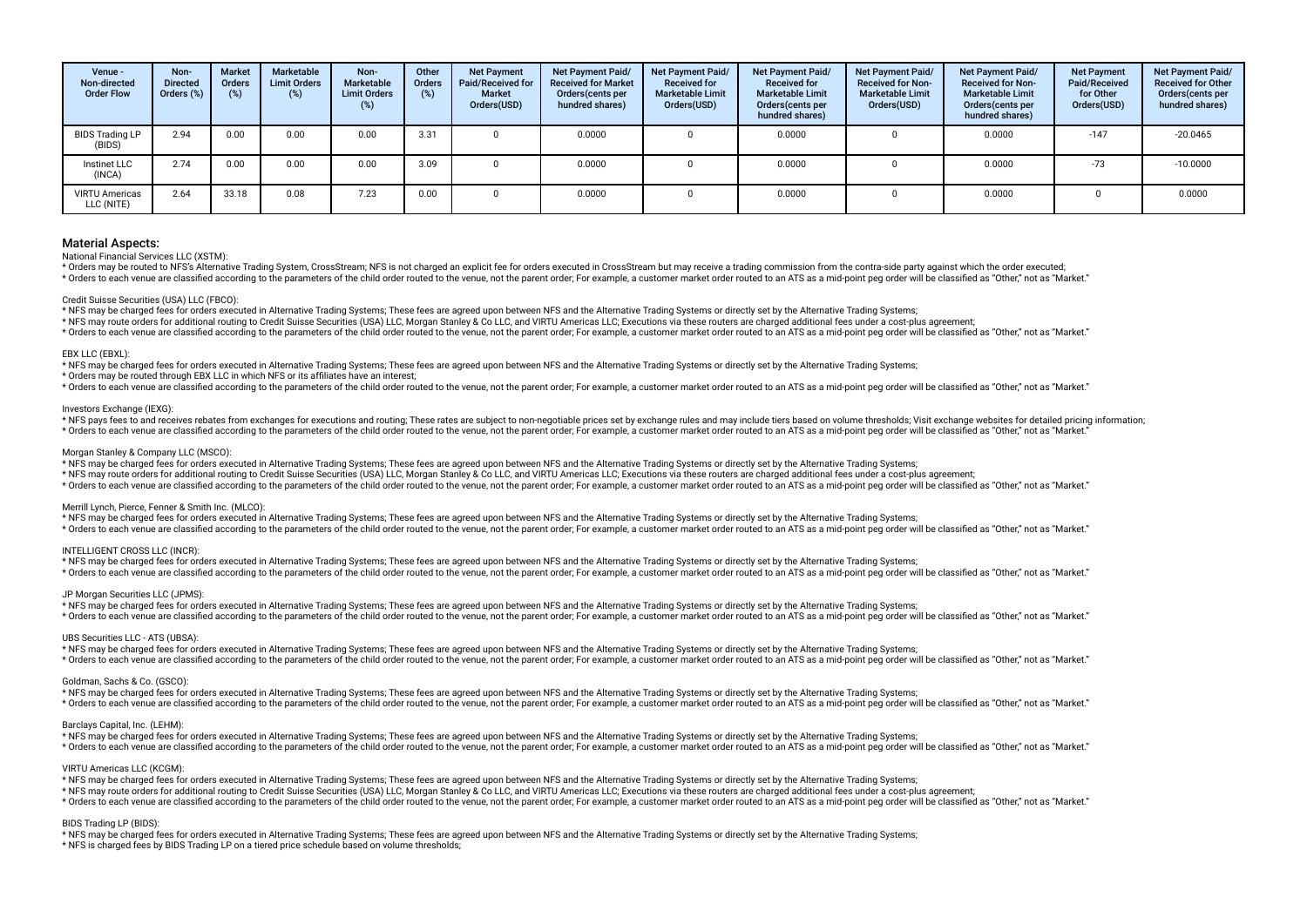| Venue - Non-directed Order Flow | Non-Directed Orders (%) | Market Orders (%) | Marketable Limit Orders (%) | Non-Marketable Limit Orders (%) | Other Orders (%) | Net Payment Paid/Received for Market Orders(USD) | Net Payment Paid/ Received for Market Orders(cents per hundred shares) | Net Payment Paid/ Received for Marketable Limit Orders(USD) | Net Payment Paid/ Received for Marketable Limit Orders(cents per hundred shares) | Net Payment Paid/ Received for Non-Marketable Limit Orders(USD) | Net Payment Paid/ Received for Non-Marketable Limit Orders(cents per hundred shares) | Net Payment Paid/Received for Other Orders(USD) | Net Payment Paid/ Received for Other Orders(cents per hundred shares) |
|---|---|---|---|---|---|---|---|---|---|---|---|---|---|
| BIDS Trading LP (BIDS) | 2.94 | 0.00 | 0.00 | 0.00 | 3.31 | 0 | 0.0000 | 0 | 0.0000 | 0 | 0.0000 | -147 | -20.0465 |
| Instinet LLC (INCA) | 2.74 | 0.00 | 0.00 | 0.00 | 3.09 | 0 | 0.0000 | 0 | 0.0000 | 0 | 0.0000 | -73 | -10.0000 |
| VIRTU Americas LLC (NITE) | 2.64 | 33.18 | 0.08 | 7.23 | 0.00 | 0 | 0.0000 | 0 | 0.0000 | 0 | 0.0000 | 0 | 0.0000 |

## Material Aspects:

National Financial Services LLC (XSTM):
* Orders may be routed to NFS's Alternative Trading System, CrossStream; NFS is not charged an explicit fee for orders executed in CrossStream but may receive a trading commission from the contra-side party against which the order executed;
* Orders to each venue are classified according to the parameters of the child order routed to the venue, not the parent order; For example, a customer market order routed to an ATS as a mid-point peg order will be classified as "Other," not as "Market."

Credit Suisse Securities (USA) LLC (FBCO):
* NFS may be charged fees for orders executed in Alternative Trading Systems; These fees are agreed upon between NFS and the Alternative Trading Systems or directly set by the Alternative Trading Systems;
* NFS may route orders for additional routing to Credit Suisse Securities (USA) LLC, Morgan Stanley & Co LLC, and VIRTU Americas LLC; Executions via these routers are charged additional fees under a cost-plus agreement;
* Orders to each venue are classified according to the parameters of the child order routed to the venue, not the parent order; For example, a customer market order routed to an ATS as a mid-point peg order will be classified as "Other," not as "Market."

EBX LLC (EBXL):
* NFS may be charged fees for orders executed in Alternative Trading Systems; These fees are agreed upon between NFS and the Alternative Trading Systems or directly set by the Alternative Trading Systems;
* Orders may be routed through EBX LLC in which NFS or its affiliates have an interest;
* Orders to each venue are classified according to the parameters of the child order routed to the venue, not the parent order; For example, a customer market order routed to an ATS as a mid-point peg order will be classified as "Other," not as "Market."

Investors Exchange (IEXG):
* NFS pays fees to and receives rebates from exchanges for executions and routing; These rates are subject to non-negotiable prices set by exchange rules and may include tiers based on volume thresholds; Visit exchange websites for detailed pricing information;
* Orders to each venue are classified according to the parameters of the child order routed to the venue, not the parent order; For example, a customer market order routed to an ATS as a mid-point peg order will be classified as "Other," not as "Market."

Morgan Stanley & Company LLC (MSCO):
* NFS may be charged fees for orders executed in Alternative Trading Systems; These fees are agreed upon between NFS and the Alternative Trading Systems or directly set by the Alternative Trading Systems;
* NFS may route orders for additional routing to Credit Suisse Securities (USA) LLC, Morgan Stanley & Co LLC, and VIRTU Americas LLC; Executions via these routers are charged additional fees under a cost-plus agreement;
* Orders to each venue are classified according to the parameters of the child order routed to the venue, not the parent order; For example, a customer market order routed to an ATS as a mid-point peg order will be classified as "Other," not as "Market."

Merrill Lynch, Pierce, Fenner & Smith Inc. (MLCO):
* NFS may be charged fees for orders executed in Alternative Trading Systems; These fees are agreed upon between NFS and the Alternative Trading Systems or directly set by the Alternative Trading Systems;
* Orders to each venue are classified according to the parameters of the child order routed to the venue, not the parent order; For example, a customer market order routed to an ATS as a mid-point peg order will be classified as "Other," not as "Market."

INTELLIGENT CROSS LLC (INCR):
* NFS may be charged fees for orders executed in Alternative Trading Systems; These fees are agreed upon between NFS and the Alternative Trading Systems or directly set by the Alternative Trading Systems;
* Orders to each venue are classified according to the parameters of the child order routed to the venue, not the parent order; For example, a customer market order routed to an ATS as a mid-point peg order will be classified as "Other," not as "Market."

JP Morgan Securities LLC (JPMS):
* NFS may be charged fees for orders executed in Alternative Trading Systems; These fees are agreed upon between NFS and the Alternative Trading Systems or directly set by the Alternative Trading Systems;
* Orders to each venue are classified according to the parameters of the child order routed to the venue, not the parent order; For example, a customer market order routed to an ATS as a mid-point peg order will be classified as "Other," not as "Market."

UBS Securities LLC - ATS (UBSA):
* NFS may be charged fees for orders executed in Alternative Trading Systems; These fees are agreed upon between NFS and the Alternative Trading Systems or directly set by the Alternative Trading Systems;
* Orders to each venue are classified according to the parameters of the child order routed to the venue, not the parent order; For example, a customer market order routed to an ATS as a mid-point peg order will be classified as "Other," not as "Market."

Goldman, Sachs & Co. (GSCO):
* NFS may be charged fees for orders executed in Alternative Trading Systems; These fees are agreed upon between NFS and the Alternative Trading Systems or directly set by the Alternative Trading Systems;
* Orders to each venue are classified according to the parameters of the child order routed to the venue, not the parent order; For example, a customer market order routed to an ATS as a mid-point peg order will be classified as "Other," not as "Market."

Barclays Capital, Inc. (LEHM):
* NFS may be charged fees for orders executed in Alternative Trading Systems; These fees are agreed upon between NFS and the Alternative Trading Systems or directly set by the Alternative Trading Systems;
* Orders to each venue are classified according to the parameters of the child order routed to the venue, not the parent order; For example, a customer market order routed to an ATS as a mid-point peg order will be classified as "Other," not as "Market."

VIRTU Americas LLC (KCGM):
* NFS may be charged fees for orders executed in Alternative Trading Systems; These fees are agreed upon between NFS and the Alternative Trading Systems or directly set by the Alternative Trading Systems;
* NFS may route orders for additional routing to Credit Suisse Securities (USA) LLC, Morgan Stanley & Co LLC, and VIRTU Americas LLC; Executions via these routers are charged additional fees under a cost-plus agreement;
* Orders to each venue are classified according to the parameters of the child order routed to the venue, not the parent order; For example, a customer market order routed to an ATS as a mid-point peg order will be classified as "Other," not as "Market."

BIDS Trading LP (BIDS):
* NFS may be charged fees for orders executed in Alternative Trading Systems; These fees are agreed upon between NFS and the Alternative Trading Systems or directly set by the Alternative Trading Systems;
* NFS is charged fees by BIDS Trading LP on a tiered price schedule based on volume thresholds;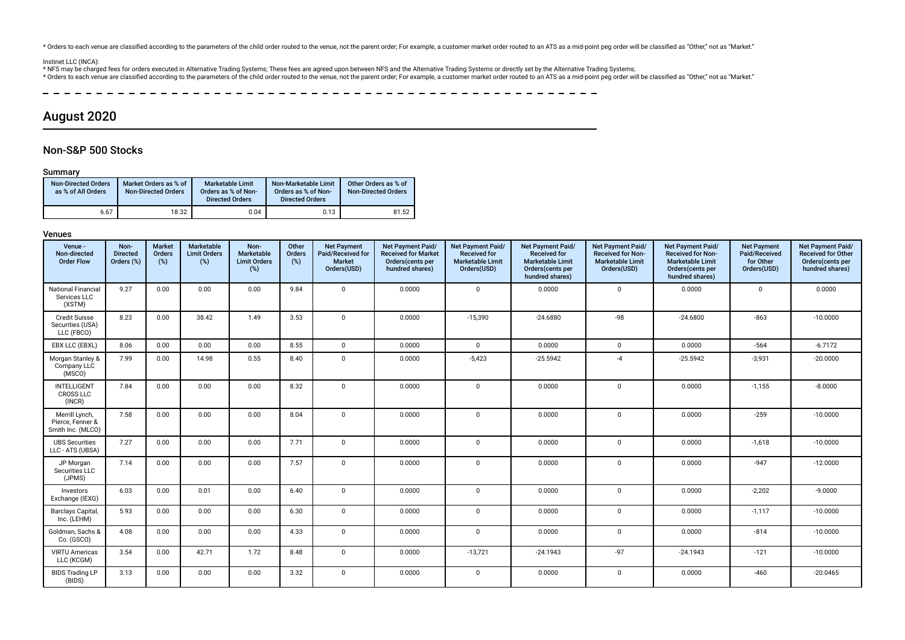* Orders to each venue are classified according to the parameters of the child order routed to the venue, not the parent order; For example, a customer market order routed to an ATS as a mid-point peg order will be classified as "Other," not as "Market."

Instinet LLC (INCA):
* NFS may be charged fees for orders executed in Alternative Trading Systems; These fees are agreed upon between NFS and the Alternative Trading Systems or directly set by the Alternative Trading Systems;
* Orders to each venue are classified according to the parameters of the child order routed to the venue, not the parent order; For example, a customer market order routed to an ATS as a mid-point peg order will be classified as "Other," not as "Market."

# August 2020

## Non-S&P 500 Stocks

### Summary

| Non-Directed Orders as % of All Orders | Market Orders as % of Non-Directed Orders | Marketable Limit Orders as % of Non-Directed Orders | Non-Marketable Limit Orders as % of Non-Directed Orders | Other Orders as % of Non-Directed Orders |
|---|---|---|---|---|
| 6.67 | 18.32 | 0.04 | 0.13 | 81.52 |

### Venues

| Venue - Non-directed Order Flow | Non-Directed Orders (%) | Market Orders (%) | Marketable Limit Orders (%) | Non-Marketable Limit Orders (%) | Other Orders (%) | Net Payment Paid/Received for Market Orders(USD) | Net Payment Paid/Received for Market Orders(cents per hundred shares) | Net Payment Paid/Received for Marketable Limit Orders(USD) | Net Payment Paid/Received for Marketable Limit Orders(cents per hundred shares) | Net Payment Paid/Received for Non-Marketable Limit Orders(USD) | Net Payment Paid/Received for Non-Marketable Limit Orders(cents per hundred shares) | Net Payment Paid/Received for Other Orders(USD) | Net Payment Paid/Received for Other Orders(cents per hundred shares) |
|---|---|---|---|---|---|---|---|---|---|---|---|---|---|
| National Financial Services LLC (XSTM) | 9.27 | 0.00 | 0.00 | 0.00 | 9.84 | 0 | 0.0000 | 0 | 0.0000 | 0 | 0.0000 | 0 | 0.0000 |
| Credit Suisse Securities (USA) LLC (FBCO) | 8.23 | 0.00 | 38.42 | 1.49 | 3.53 | 0 | 0.0000 | -15,390 | -24.6880 | -98 | -24.6800 | -863 | -10.0000 |
| EBX LLC (EBXL) | 8.06 | 0.00 | 0.00 | 0.00 | 8.55 | 0 | 0.0000 | 0 | 0.0000 | 0 | 0.0000 | -564 | -6.7172 |
| Morgan Stanley & Company LLC (MSCO) | 7.99 | 0.00 | 14.98 | 0.55 | 8.40 | 0 | 0.0000 | -5,423 | -25.5942 | -4 | -25.5942 | -3,931 | -20.0000 |
| INTELLIGENT CROSS LLC (INCR) | 7.84 | 0.00 | 0.00 | 0.00 | 8.32 | 0 | 0.0000 | 0 | 0.0000 | 0 | 0.0000 | -1,155 | -8.0000 |
| Merrill Lynch, Pierce, Fenner & Smith Inc. (MLCO) | 7.58 | 0.00 | 0.00 | 0.00 | 8.04 | 0 | 0.0000 | 0 | 0.0000 | 0 | 0.0000 | -259 | -10.0000 |
| UBS Securities LLC - ATS (UBSA) | 7.27 | 0.00 | 0.00 | 0.00 | 7.71 | 0 | 0.0000 | 0 | 0.0000 | 0 | 0.0000 | -1,618 | -10.0000 |
| JP Morgan Securities LLC (JPMS) | 7.14 | 0.00 | 0.00 | 0.00 | 7.57 | 0 | 0.0000 | 0 | 0.0000 | 0 | 0.0000 | -947 | -12.0000 |
| Investors Exchange (IEXG) | 6.03 | 0.00 | 0.01 | 0.00 | 6.40 | 0 | 0.0000 | 0 | 0.0000 | 0 | 0.0000 | -2,202 | -9.0000 |
| Barclays Capital, Inc. (LEHM) | 5.93 | 0.00 | 0.00 | 0.00 | 6.30 | 0 | 0.0000 | 0 | 0.0000 | 0 | 0.0000 | -1,117 | -10.0000 |
| Goldman, Sachs & Co. (GSCO) | 4.08 | 0.00 | 0.00 | 0.00 | 4.33 | 0 | 0.0000 | 0 | 0.0000 | 0 | 0.0000 | -814 | -10.0000 |
| VIRTU Americas LLC (KCGM) | 3.54 | 0.00 | 42.71 | 1.72 | 8.48 | 0 | 0.0000 | -13,721 | -24.1943 | -97 | -24.1943 | -121 | -10.0000 |
| BIDS Trading LP (BIDS) | 3.13 | 0.00 | 0.00 | 0.00 | 3.32 | 0 | 0.0000 | 0 | 0.0000 | 0 | 0.0000 | -460 | -20.0465 |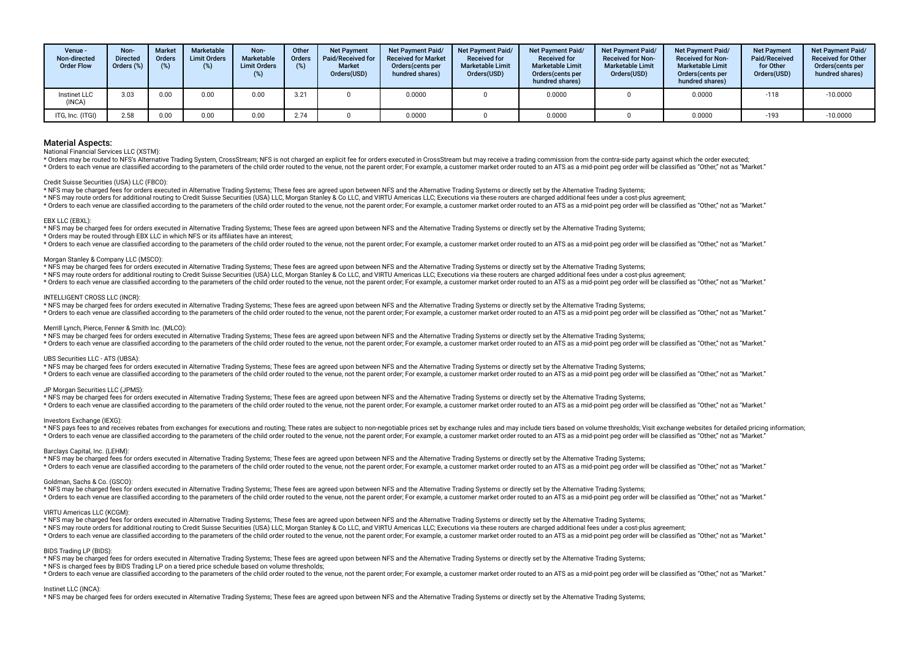| Venue - Non-directed Order Flow | Non-Directed Orders (%) | Market Orders (%) | Marketable Limit Orders (%) | Non-Marketable Limit Orders (%) | Other Orders (%) | Net Payment Paid/Received for Market Orders(USD) | Net Payment Paid/ Received for Market Orders(cents per hundred shares) | Net Payment Paid/ Received for Marketable Limit Orders(USD) | Net Payment Paid/ Received for Marketable Limit Orders(cents per hundred shares) | Net Payment Paid/ Received for Non-Marketable Limit Orders(USD) | Net Payment Paid/ Received for Non-Marketable Limit Orders(cents per hundred shares) | Net Payment Paid/Received for Other Orders(USD) | Net Payment Paid/ Received for Other Orders(cents per hundred shares) |
|---|---|---|---|---|---|---|---|---|---|---|---|---|---|
| Instinet LLC (INCA) | 3.03 | 0.00 | 0.00 | 0.00 | 3.21 | 0 | 0.0000 | 0 | 0.0000 | 0 | 0.0000 | -118 | -10.0000 |
| ITG, Inc. (ITGI) | 2.58 | 0.00 | 0.00 | 0.00 | 2.74 | 0 | 0.0000 | 0 | 0.0000 | 0 | 0.0000 | -193 | -10.0000 |

## Material Aspects:

National Financial Services LLC (XSTM):

* Orders may be routed to NFS's Alternative Trading System, CrossStream; NFS is not charged an explicit fee for orders executed in CrossStream but may receive a trading commission from the contra-side party against which the order executed;
* Orders to each venue are classified according to the parameters of the child order routed to the venue, not the parent order; For example, a customer market order routed to an ATS as a mid-point peg order will be classified as "Other," not as "Market."

Credit Suisse Securities (USA) LLC (FBCO):

* NFS may be charged fees for orders executed in Alternative Trading Systems; These fees are agreed upon between NFS and the Alternative Trading Systems or directly set by the Alternative Trading Systems;
* NFS may route orders for additional routing to Credit Suisse Securities (USA) LLC, Morgan Stanley & Co LLC, and VIRTU Americas LLC; Executions via these routers are charged additional fees under a cost-plus agreement;
* Orders to each venue are classified according to the parameters of the child order routed to the venue, not the parent order; For example, a customer market order routed to an ATS as a mid-point peg order will be classified as "Other," not as "Market."

EBX LLC (EBXL):

* NFS may be charged fees for orders executed in Alternative Trading Systems; These fees are agreed upon between NFS and the Alternative Trading Systems or directly set by the Alternative Trading Systems;
* Orders may be routed through EBX LLC in which NFS or its affiliates have an interest;
* Orders to each venue are classified according to the parameters of the child order routed to the venue, not the parent order; For example, a customer market order routed to an ATS as a mid-point peg order will be classified as "Other," not as "Market."

Morgan Stanley & Company LLC (MSCO):

* NFS may be charged fees for orders executed in Alternative Trading Systems; These fees are agreed upon between NFS and the Alternative Trading Systems or directly set by the Alternative Trading Systems;
* NFS may route orders for additional routing to Credit Suisse Securities (USA) LLC, Morgan Stanley & Co LLC, and VIRTU Americas LLC; Executions via these routers are charged additional fees under a cost-plus agreement;
* Orders to each venue are classified according to the parameters of the child order routed to the venue, not the parent order; For example, a customer market order routed to an ATS as a mid-point peg order will be classified as "Other," not as "Market."

INTELLIGENT CROSS LLC (INCR):

* NFS may be charged fees for orders executed in Alternative Trading Systems; These fees are agreed upon between NFS and the Alternative Trading Systems or directly set by the Alternative Trading Systems;
* Orders to each venue are classified according to the parameters of the child order routed to the venue, not the parent order; For example, a customer market order routed to an ATS as a mid-point peg order will be classified as "Other," not as "Market."

Merrill Lynch, Pierce, Fenner & Smith Inc. (MLCO):

* NFS may be charged fees for orders executed in Alternative Trading Systems; These fees are agreed upon between NFS and the Alternative Trading Systems or directly set by the Alternative Trading Systems;
* Orders to each venue are classified according to the parameters of the child order routed to the venue, not the parent order; For example, a customer market order routed to an ATS as a mid-point peg order will be classified as "Other," not as "Market."

UBS Securities LLC - ATS (UBSA):

* NFS may be charged fees for orders executed in Alternative Trading Systems; These fees are agreed upon between NFS and the Alternative Trading Systems or directly set by the Alternative Trading Systems;
* Orders to each venue are classified according to the parameters of the child order routed to the venue, not the parent order; For example, a customer market order routed to an ATS as a mid-point peg order will be classified as "Other," not as "Market."

JP Morgan Securities LLC (JPMS):

* NFS may be charged fees for orders executed in Alternative Trading Systems; These fees are agreed upon between NFS and the Alternative Trading Systems or directly set by the Alternative Trading Systems;
* Orders to each venue are classified according to the parameters of the child order routed to the venue, not the parent order; For example, a customer market order routed to an ATS as a mid-point peg order will be classified as "Other," not as "Market."

Investors Exchange (IEXG):

* NFS pays fees to and receives rebates from exchanges for executions and routing; These rates are subject to non-negotiable prices set by exchange rules and may include tiers based on volume thresholds; Visit exchange websites for detailed pricing information;
* Orders to each venue are classified according to the parameters of the child order routed to the venue, not the parent order; For example, a customer market order routed to an ATS as a mid-point peg order will be classified as "Other," not as "Market."

Barclays Capital, Inc. (LEHM):

* NFS may be charged fees for orders executed in Alternative Trading Systems; These fees are agreed upon between NFS and the Alternative Trading Systems or directly set by the Alternative Trading Systems;
* Orders to each venue are classified according to the parameters of the child order routed to the venue, not the parent order; For example, a customer market order routed to an ATS as a mid-point peg order will be classified as "Other," not as "Market."

Goldman, Sachs & Co. (GSCO):

* NFS may be charged fees for orders executed in Alternative Trading Systems; These fees are agreed upon between NFS and the Alternative Trading Systems or directly set by the Alternative Trading Systems;
* Orders to each venue are classified according to the parameters of the child order routed to the venue, not the parent order; For example, a customer market order routed to an ATS as a mid-point peg order will be classified as "Other," not as "Market."

VIRTU Americas LLC (KCGM):

* NFS may be charged fees for orders executed in Alternative Trading Systems; These fees are agreed upon between NFS and the Alternative Trading Systems or directly set by the Alternative Trading Systems;
* NFS may route orders for additional routing to Credit Suisse Securities (USA) LLC, Morgan Stanley & Co LLC, and VIRTU Americas LLC; Executions via these routers are charged additional fees under a cost-plus agreement;
* Orders to each venue are classified according to the parameters of the child order routed to the venue, not the parent order; For example, a customer market order routed to an ATS as a mid-point peg order will be classified as "Other," not as "Market."

BIDS Trading LP (BIDS):

* NFS may be charged fees for orders executed in Alternative Trading Systems; These fees are agreed upon between NFS and the Alternative Trading Systems or directly set by the Alternative Trading Systems;
* NFS is charged fees by BIDS Trading LP on a tiered price schedule based on volume thresholds;
* Orders to each venue are classified according to the parameters of the child order routed to the venue, not the parent order; For example, a customer market order routed to an ATS as a mid-point peg order will be classified as "Other," not as "Market."

Instinet LLC (INCA):

* NFS may be charged fees for orders executed in Alternative Trading Systems; These fees are agreed upon between NFS and the Alternative Trading Systems or directly set by the Alternative Trading Systems;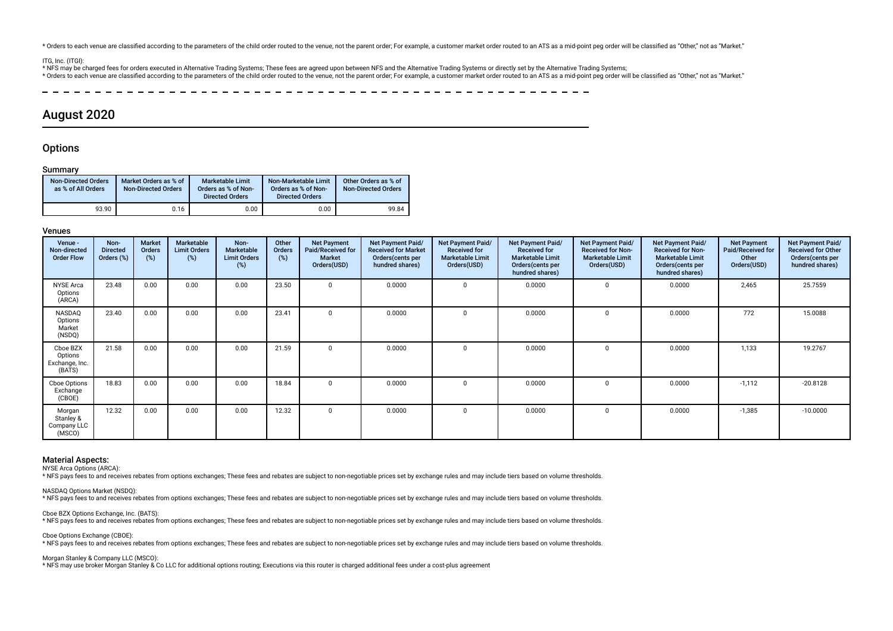* Orders to each venue are classified according to the parameters of the child order routed to the venue, not the parent order; For example, a customer market order routed to an ATS as a mid-point peg order will be classified as "Other," not as "Market."

ITG, Inc. (ITGI):
* NFS may be charged fees for orders executed in Alternative Trading Systems; These fees are agreed upon between NFS and the Alternative Trading Systems or directly set by the Alternative Trading Systems;
* Orders to each venue are classified according to the parameters of the child order routed to the venue, not the parent order; For example, a customer market order routed to an ATS as a mid-point peg order will be classified as "Other," not as "Market."

# August 2020

## Options

### Summary

| Non-Directed Orders as % of All Orders | Market Orders as % of Non-Directed Orders | Marketable Limit Orders as % of Non-Directed Orders | Non-Marketable Limit Orders as % of Non-Directed Orders | Other Orders as % of Non-Directed Orders |
|---|---|---|---|---|
| 93.90 | 0.16 | 0.00 | 0.00 | 99.84 |

### Venues

| Venue - Non-directed Order Flow | Non-Directed Orders (%) | Market Orders (%) | Marketable Limit Orders (%) | Non-Marketable Limit Orders (%) | Other Orders (%) | Net Payment Paid/Received for Market Orders(USD) | Net Payment Paid/Received for Market Orders(cents per hundred shares) | Net Payment Paid/Received for Marketable Limit Orders(USD) | Net Payment Paid/Received for Marketable Limit Orders(cents per hundred shares) | Net Payment Paid/Received for Non-Marketable Limit Orders(USD) | Net Payment Paid/Received for Non-Marketable Limit Orders(cents per hundred shares) | Net Payment Paid/Received for Other Orders(USD) | Net Payment Paid/Received for Other Orders(cents per hundred shares) |
|---|---|---|---|---|---|---|---|---|---|---|---|---|---|
| NYSE Arca Options (ARCA) | 23.48 | 0.00 | 0.00 | 0.00 | 23.50 | 0 | 0.0000 | 0 | 0.0000 | 0 | 0.0000 | 2,465 | 25.7559 |
| NASDAQ Options Market (NSDQ) | 23.40 | 0.00 | 0.00 | 0.00 | 23.41 | 0 | 0.0000 | 0 | 0.0000 | 0 | 0.0000 | 772 | 15.0088 |
| Cboe BZX Options Exchange, Inc. (BATS) | 21.58 | 0.00 | 0.00 | 0.00 | 21.59 | 0 | 0.0000 | 0 | 0.0000 | 0 | 0.0000 | 1,133 | 19.2767 |
| Cboe Options Exchange (CBOE) | 18.83 | 0.00 | 0.00 | 0.00 | 18.84 | 0 | 0.0000 | 0 | 0.0000 | 0 | 0.0000 | -1,112 | -20.8128 |
| Morgan Stanley & Company LLC (MSCO) | 12.32 | 0.00 | 0.00 | 0.00 | 12.32 | 0 | 0.0000 | 0 | 0.0000 | 0 | 0.0000 | -1,385 | -10.0000 |

### Material Aspects:

NYSE Arca Options (ARCA):
* NFS pays fees to and receives rebates from options exchanges; These fees and rebates are subject to non-negotiable prices set by exchange rules and may include tiers based on volume thresholds.

NASDAQ Options Market (NSDQ):
* NFS pays fees to and receives rebates from options exchanges; These fees and rebates are subject to non-negotiable prices set by exchange rules and may include tiers based on volume thresholds.

Cboe BZX Options Exchange, Inc. (BATS):
* NFS pays fees to and receives rebates from options exchanges; These fees and rebates are subject to non-negotiable prices set by exchange rules and may include tiers based on volume thresholds.

Cboe Options Exchange (CBOE):
* NFS pays fees to and receives rebates from options exchanges; These fees and rebates are subject to non-negotiable prices set by exchange rules and may include tiers based on volume thresholds.

Morgan Stanley & Company LLC (MSCO):
* NFS may use broker Morgan Stanley & Co LLC for additional options routing; Executions via this router is charged additional fees under a cost-plus agreement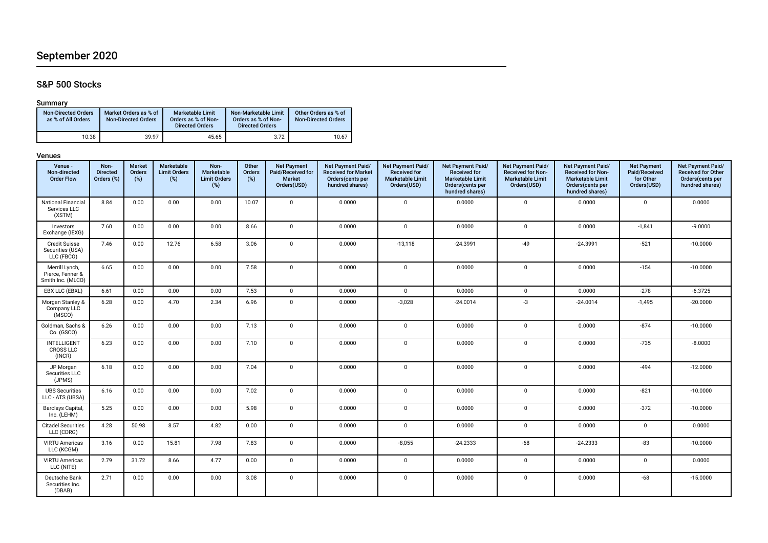# September 2020

## S&P 500 Stocks

### Summary

| Non-Directed Orders as % of All Orders | Market Orders as % of Non-Directed Orders | Marketable Limit Orders as % of Non-Directed Orders | Non-Marketable Limit Orders as % of Non-Directed Orders | Other Orders as % of Non-Directed Orders |
|---|---|---|---|---|
| 10.38 | 39.97 | 45.65 | 3.72 | 10.67 |

### Venues

| Venue - Non-directed Order Flow | Non-Directed Orders (%) | Market Orders (%) | Marketable Limit Orders (%) | Non-Marketable Limit Orders (%) | Other Orders (%) | Net Payment Paid/Received for Market Orders(USD) | Net Payment Paid/Received for Market Orders(cents per hundred shares) | Net Payment Paid/Received for Marketable Limit Orders(USD) | Net Payment Paid/Received for Marketable Limit Orders(cents per hundred shares) | Net Payment Paid/Received for Non-Marketable Limit Orders(USD) | Net Payment Paid/Received for Non-Marketable Limit Orders(cents per hundred shares) | Net Payment Paid/Received for Other Orders(USD) | Net Payment Paid/Received for Other Orders(cents per hundred shares) |
|---|---|---|---|---|---|---|---|---|---|---|---|---|---|
| National Financial Services LLC (XSTM) | 8.84 | 0.00 | 0.00 | 0.00 | 10.07 | 0 | 0.0000 | 0 | 0.0000 | 0 | 0.0000 | 0 | 0.0000 |
| Investors Exchange (IEXG) | 7.60 | 0.00 | 0.00 | 0.00 | 8.66 | 0 | 0.0000 | 0 | 0.0000 | 0 | 0.0000 | -1,841 | -9.0000 |
| Credit Suisse Securities (USA) LLC (FBCO) | 7.46 | 0.00 | 12.76 | 6.58 | 3.06 | 0 | 0.0000 | -13,118 | -24.3991 | -49 | -24.3991 | -521 | -10.0000 |
| Merrill Lynch, Pierce, Fenner & Smith Inc. (MLCO) | 6.65 | 0.00 | 0.00 | 0.00 | 7.58 | 0 | 0.0000 | 0 | 0.0000 | 0 | 0.0000 | -154 | -10.0000 |
| EBX LLC (EBXL) | 6.61 | 0.00 | 0.00 | 0.00 | 7.53 | 0 | 0.0000 | 0 | 0.0000 | 0 | 0.0000 | -278 | -6.3725 |
| Morgan Stanley & Company LLC (MSCO) | 6.28 | 0.00 | 4.70 | 2.34 | 6.96 | 0 | 0.0000 | -3,028 | -24.0014 | -3 | -24.0014 | -1,495 | -20.0000 |
| Goldman, Sachs & Co. (GSCO) | 6.26 | 0.00 | 0.00 | 0.00 | 7.13 | 0 | 0.0000 | 0 | 0.0000 | 0 | 0.0000 | -874 | -10.0000 |
| INTELLIGENT CROSS LLC (INCR) | 6.23 | 0.00 | 0.00 | 0.00 | 7.10 | 0 | 0.0000 | 0 | 0.0000 | 0 | 0.0000 | -735 | -8.0000 |
| JP Morgan Securities LLC (JPMS) | 6.18 | 0.00 | 0.00 | 0.00 | 7.04 | 0 | 0.0000 | 0 | 0.0000 | 0 | 0.0000 | -494 | -12.0000 |
| UBS Securities LLC - ATS (UBSA) | 6.16 | 0.00 | 0.00 | 0.00 | 7.02 | 0 | 0.0000 | 0 | 0.0000 | 0 | 0.0000 | -821 | -10.0000 |
| Barclays Capital, Inc. (LEHM) | 5.25 | 0.00 | 0.00 | 0.00 | 5.98 | 0 | 0.0000 | 0 | 0.0000 | 0 | 0.0000 | -372 | -10.0000 |
| Citadel Securities LLC (CDRG) | 4.28 | 50.98 | 8.57 | 4.82 | 0.00 | 0 | 0.0000 | 0 | 0.0000 | 0 | 0.0000 | 0 | 0.0000 |
| VIRTU Americas LLC (KCGM) | 3.16 | 0.00 | 15.81 | 7.98 | 7.83 | 0 | 0.0000 | -8,055 | -24.2333 | -68 | -24.2333 | -83 | -10.0000 |
| VIRTU Americas LLC (NITE) | 2.79 | 31.72 | 8.66 | 4.77 | 0.00 | 0 | 0.0000 | 0 | 0.0000 | 0 | 0.0000 | 0 | 0.0000 |
| Deutsche Bank Securities Inc. (DBAB) | 2.71 | 0.00 | 0.00 | 0.00 | 3.08 | 0 | 0.0000 | 0 | 0.0000 | 0 | 0.0000 | -68 | -15.0000 |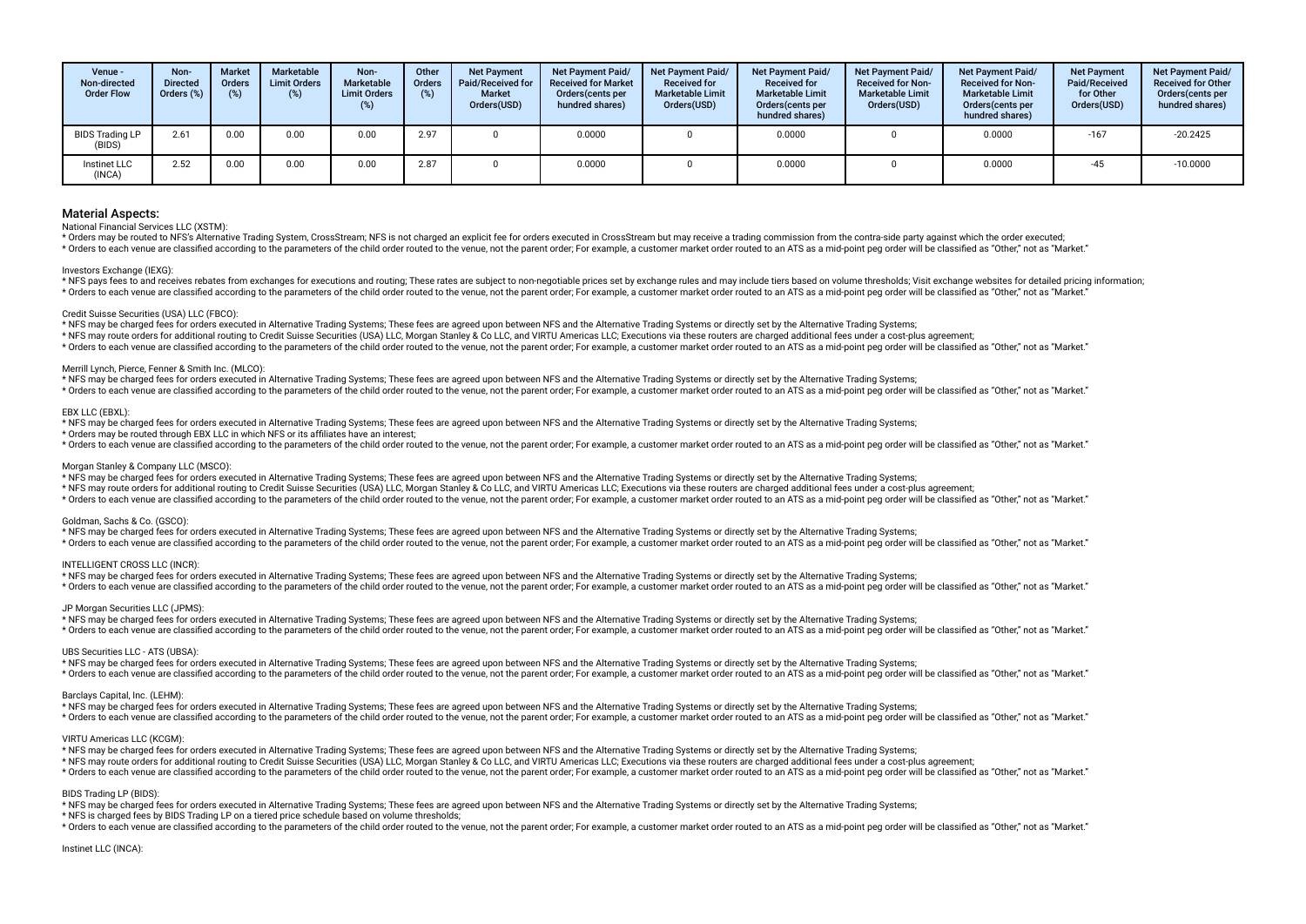| Venue - Non-directed Order Flow | Non-Directed Orders (%) | Market Orders (%) | Marketable Limit Orders (%) | Non-Marketable Limit Orders (%) | Other Orders (%) | Net Payment Paid/Received for Market Orders(USD) | Net Payment Paid/ Received for Market Orders(cents per hundred shares) | Net Payment Paid/ Received for Marketable Limit Orders(USD) | Net Payment Paid/ Received for Marketable Limit Orders(cents per hundred shares) | Net Payment Paid/ Received for Non-Marketable Limit Orders(USD) | Net Payment Paid/ Received for Non-Marketable Limit Orders(cents per hundred shares) | Net Payment Paid/Received for Other Orders(USD) | Net Payment Paid/ Received for Other Orders(cents per hundred shares) |
|---|---|---|---|---|---|---|---|---|---|---|---|---|---|
| BIDS Trading LP (BIDS) | 2.61 | 0.00 | 0.00 | 0.00 | 2.97 | 0 | 0.0000 | 0 | 0.0000 | 0 | 0.0000 | -167 | -20.2425 |
| Instinet LLC (INCA) | 2.52 | 0.00 | 0.00 | 0.00 | 2.87 | 0 | 0.0000 | 0 | 0.0000 | 0 | 0.0000 | -45 | -10.0000 |

## Material Aspects:

National Financial Services LLC (XSTM):

* Orders may be routed to NFS's Alternative Trading System, CrossStream; NFS is not charged an explicit fee for orders executed in CrossStream but may receive a trading commission from the contra-side party against which the order executed;
* Orders to each venue are classified according to the parameters of the child order routed to the venue, not the parent order; For example, a customer market order routed to an ATS as a mid-point peg order will be classified as "Other," not as "Market."

Investors Exchange (IEXG):

* NFS pays fees to and receives rebates from exchanges for executions and routing; These rates are subject to non-negotiable prices set by exchange rules and may include tiers based on volume thresholds; Visit exchange websites for detailed pricing information;
* Orders to each venue are classified according to the parameters of the child order routed to the venue, not the parent order; For example, a customer market order routed to an ATS as a mid-point peg order will be classified as "Other," not as "Market."

Credit Suisse Securities (USA) LLC (FBCO):

* NFS may be charged fees for orders executed in Alternative Trading Systems; These fees are agreed upon between NFS and the Alternative Trading Systems or directly set by the Alternative Trading Systems;
* NFS may route orders for additional routing to Credit Suisse Securities (USA) LLC, Morgan Stanley & Co LLC, and VIRTU Americas LLC; Executions via these routers are charged additional fees under a cost-plus agreement;
* Orders to each venue are classified according to the parameters of the child order routed to the venue, not the parent order; For example, a customer market order routed to an ATS as a mid-point peg order will be classified as "Other," not as "Market."

Merrill Lynch, Pierce, Fenner & Smith Inc. (MLCO):

* NFS may be charged fees for orders executed in Alternative Trading Systems; These fees are agreed upon between NFS and the Alternative Trading Systems or directly set by the Alternative Trading Systems;
* Orders to each venue are classified according to the parameters of the child order routed to the venue, not the parent order; For example, a customer market order routed to an ATS as a mid-point peg order will be classified as "Other," not as "Market."

EBX LLC (EBXL):

* NFS may be charged fees for orders executed in Alternative Trading Systems; These fees are agreed upon between NFS and the Alternative Trading Systems or directly set by the Alternative Trading Systems;
* Orders may be routed through EBX LLC in which NFS or its affiliates have an interest;
* Orders to each venue are classified according to the parameters of the child order routed to the venue, not the parent order; For example, a customer market order routed to an ATS as a mid-point peg order will be classified as "Other," not as "Market."

Morgan Stanley & Company LLC (MSCO):

* NFS may be charged fees for orders executed in Alternative Trading Systems; These fees are agreed upon between NFS and the Alternative Trading Systems or directly set by the Alternative Trading Systems;
* NFS may route orders for additional routing to Credit Suisse Securities (USA) LLC, Morgan Stanley & Co LLC, and VIRTU Americas LLC; Executions via these routers are charged additional fees under a cost-plus agreement;
* Orders to each venue are classified according to the parameters of the child order routed to the venue, not the parent order; For example, a customer market order routed to an ATS as a mid-point peg order will be classified as "Other," not as "Market."

Goldman, Sachs & Co. (GSCO):

* NFS may be charged fees for orders executed in Alternative Trading Systems; These fees are agreed upon between NFS and the Alternative Trading Systems or directly set by the Alternative Trading Systems;
* Orders to each venue are classified according to the parameters of the child order routed to the venue, not the parent order; For example, a customer market order routed to an ATS as a mid-point peg order will be classified as "Other," not as "Market."

INTELLIGENT CROSS LLC (INCR):

* NFS may be charged fees for orders executed in Alternative Trading Systems; These fees are agreed upon between NFS and the Alternative Trading Systems or directly set by the Alternative Trading Systems;
* Orders to each venue are classified according to the parameters of the child order routed to the venue, not the parent order; For example, a customer market order routed to an ATS as a mid-point peg order will be classified as "Other," not as "Market."

JP Morgan Securities LLC (JPMS):

* NFS may be charged fees for orders executed in Alternative Trading Systems; These fees are agreed upon between NFS and the Alternative Trading Systems or directly set by the Alternative Trading Systems;
* Orders to each venue are classified according to the parameters of the child order routed to the venue, not the parent order; For example, a customer market order routed to an ATS as a mid-point peg order will be classified as "Other," not as "Market."

UBS Securities LLC - ATS (UBSA):

* NFS may be charged fees for orders executed in Alternative Trading Systems; These fees are agreed upon between NFS and the Alternative Trading Systems or directly set by the Alternative Trading Systems;
* Orders to each venue are classified according to the parameters of the child order routed to the venue, not the parent order; For example, a customer market order routed to an ATS as a mid-point peg order will be classified as "Other," not as "Market."

Barclays Capital, Inc. (LEHM):

* NFS may be charged fees for orders executed in Alternative Trading Systems; These fees are agreed upon between NFS and the Alternative Trading Systems or directly set by the Alternative Trading Systems;
* Orders to each venue are classified according to the parameters of the child order routed to the venue, not the parent order; For example, a customer market order routed to an ATS as a mid-point peg order will be classified as "Other," not as "Market."

VIRTU Americas LLC (KCGM):

* NFS may be charged fees for orders executed in Alternative Trading Systems; These fees are agreed upon between NFS and the Alternative Trading Systems or directly set by the Alternative Trading Systems;
* NFS may route orders for additional routing to Credit Suisse Securities (USA) LLC, Morgan Stanley & Co LLC, and VIRTU Americas LLC; Executions via these routers are charged additional fees under a cost-plus agreement;
* Orders to each venue are classified according to the parameters of the child order routed to the venue, not the parent order; For example, a customer market order routed to an ATS as a mid-point peg order will be classified as "Other," not as "Market."

BIDS Trading LP (BIDS):

* NFS may be charged fees for orders executed in Alternative Trading Systems; These fees are agreed upon between NFS and the Alternative Trading Systems or directly set by the Alternative Trading Systems;
* NFS is charged fees by BIDS Trading LP on a tiered price schedule based on volume thresholds;
* Orders to each venue are classified according to the parameters of the child order routed to the venue, not the parent order; For example, a customer market order routed to an ATS as a mid-point peg order will be classified as "Other," not as "Market."

Instinet LLC (INCA):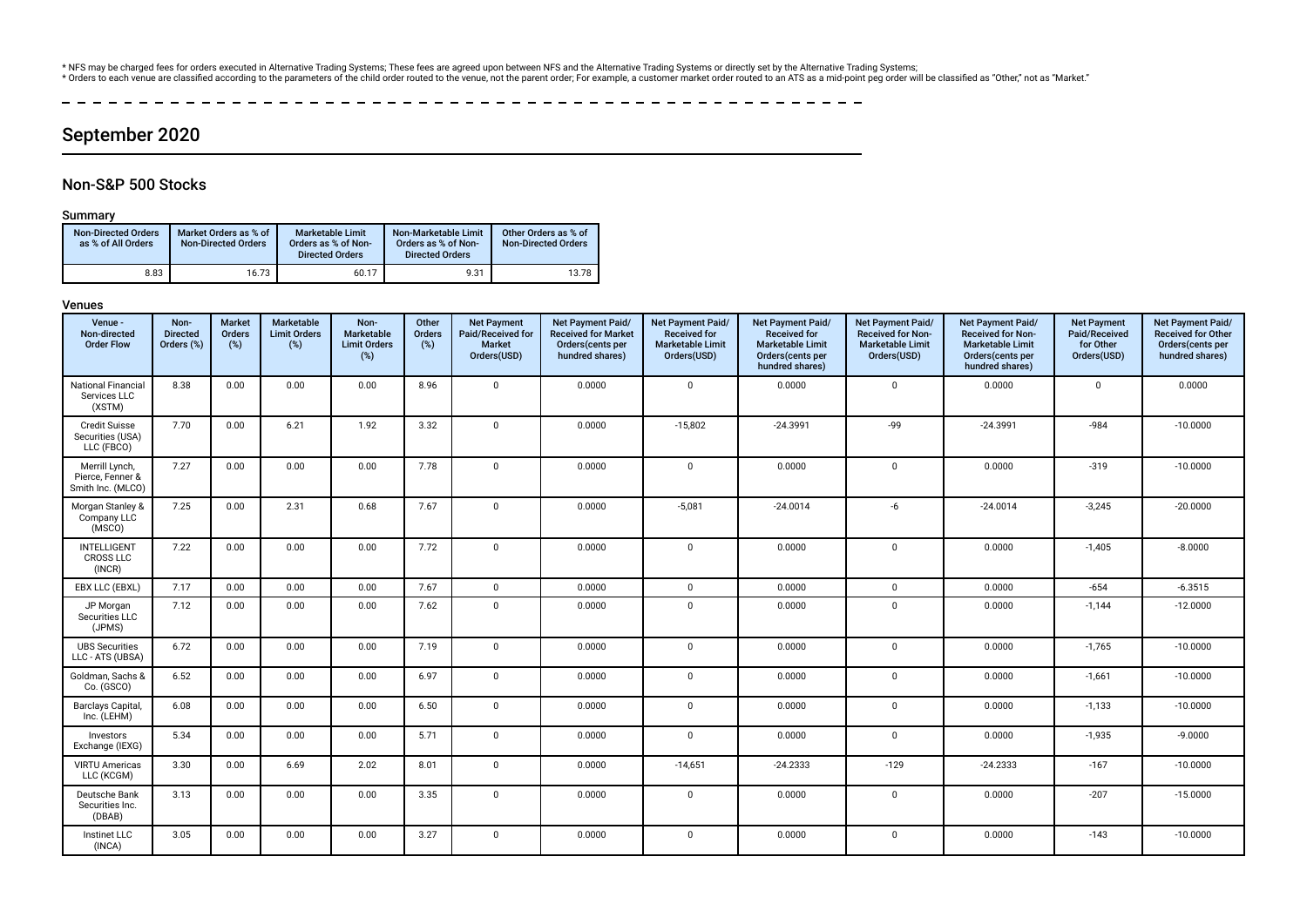* NFS may be charged fees for orders executed in Alternative Trading Systems; These fees are agreed upon between NFS and the Alternative Trading Systems or directly set by the Alternative Trading Systems;
* Orders to each venue are classified according to the parameters of the child order routed to the venue, not the parent order; For example, a customer market order routed to an ATS as a mid-point peg order will be classified as "Other," not as "Market."

## September 2020

### Non-S&P 500 Stocks

#### Summary

| Non-Directed Orders as % of All Orders | Market Orders as % of Non-Directed Orders | Marketable Limit Orders as % of Non-Directed Orders | Non-Marketable Limit Orders as % of Non-Directed Orders | Other Orders as % of Non-Directed Orders |
|---|---|---|---|---|
| 8.83 | 16.73 | 60.17 | 9.31 | 13.78 |

#### Venues

| Venue - Non-directed Order Flow | Non-Directed Orders (%) | Market Orders (%) | Marketable Limit Orders (%) | Non-Marketable Limit Orders (%) | Other Orders (%) | Net Payment Paid/Received for Market Orders(USD) | Net Payment Paid/ Received for Market Orders(cents per hundred shares) | Net Payment Paid/ Received for Marketable Limit Orders(USD) | Net Payment Paid/ Received for Marketable Limit Orders(cents per hundred shares) | Net Payment Paid/ Received for Non-Marketable Limit Orders(USD) | Net Payment Paid/ Received for Non-Marketable Limit Orders(cents per hundred shares) | Net Payment Paid/Received for Other Orders(USD) | Net Payment Paid/ Received for Other Orders(cents per hundred shares) |
|---|---|---|---|---|---|---|---|---|---|---|---|---|---|
| National Financial Services LLC (XSTM) | 8.38 | 0.00 | 0.00 | 0.00 | 8.96 | 0 | 0.0000 | 0 | 0.0000 | 0 | 0.0000 | 0 | 0.0000 |
| Credit Suisse Securities (USA) LLC (FBCO) | 7.70 | 0.00 | 6.21 | 1.92 | 3.32 | 0 | 0.0000 | -15,802 | -24.3991 | -99 | -24.3991 | -984 | -10.0000 |
| Merrill Lynch, Pierce, Fenner & Smith Inc. (MLCO) | 7.27 | 0.00 | 0.00 | 0.00 | 7.78 | 0 | 0.0000 | 0 | 0.0000 | 0 | 0.0000 | -319 | -10.0000 |
| Morgan Stanley & Company LLC (MSCO) | 7.25 | 0.00 | 2.31 | 0.68 | 7.67 | 0 | 0.0000 | -5,081 | -24.0014 | -6 | -24.0014 | -3,245 | -20.0000 |
| INTELLIGENT CROSS LLC (INCR) | 7.22 | 0.00 | 0.00 | 0.00 | 7.72 | 0 | 0.0000 | 0 | 0.0000 | 0 | 0.0000 | -1,405 | -8.0000 |
| EBX LLC (EBXL) | 7.17 | 0.00 | 0.00 | 0.00 | 7.67 | 0 | 0.0000 | 0 | 0.0000 | 0 | 0.0000 | -654 | -6.3515 |
| JP Morgan Securities LLC (JPMS) | 7.12 | 0.00 | 0.00 | 0.00 | 7.62 | 0 | 0.0000 | 0 | 0.0000 | 0 | 0.0000 | -1,144 | -12.0000 |
| UBS Securities LLC - ATS (UBSA) | 6.72 | 0.00 | 0.00 | 0.00 | 7.19 | 0 | 0.0000 | 0 | 0.0000 | 0 | 0.0000 | -1,765 | -10.0000 |
| Goldman, Sachs & Co. (GSCO) | 6.52 | 0.00 | 0.00 | 0.00 | 6.97 | 0 | 0.0000 | 0 | 0.0000 | 0 | 0.0000 | -1,661 | -10.0000 |
| Barclays Capital, Inc. (LEHM) | 6.08 | 0.00 | 0.00 | 0.00 | 6.50 | 0 | 0.0000 | 0 | 0.0000 | 0 | 0.0000 | -1,133 | -10.0000 |
| Investors Exchange (IEXG) | 5.34 | 0.00 | 0.00 | 0.00 | 5.71 | 0 | 0.0000 | 0 | 0.0000 | 0 | 0.0000 | -1,935 | -9.0000 |
| VIRTU Americas LLC (KCGM) | 3.30 | 0.00 | 6.69 | 2.02 | 8.01 | 0 | 0.0000 | -14,651 | -24.2333 | -129 | -24.2333 | -167 | -10.0000 |
| Deutsche Bank Securities Inc. (DBAB) | 3.13 | 0.00 | 0.00 | 0.00 | 3.35 | 0 | 0.0000 | 0 | 0.0000 | 0 | 0.0000 | -207 | -15.0000 |
| Instinet LLC (INCA) | 3.05 | 0.00 | 0.00 | 0.00 | 3.27 | 0 | 0.0000 | 0 | 0.0000 | 0 | 0.0000 | -143 | -10.0000 |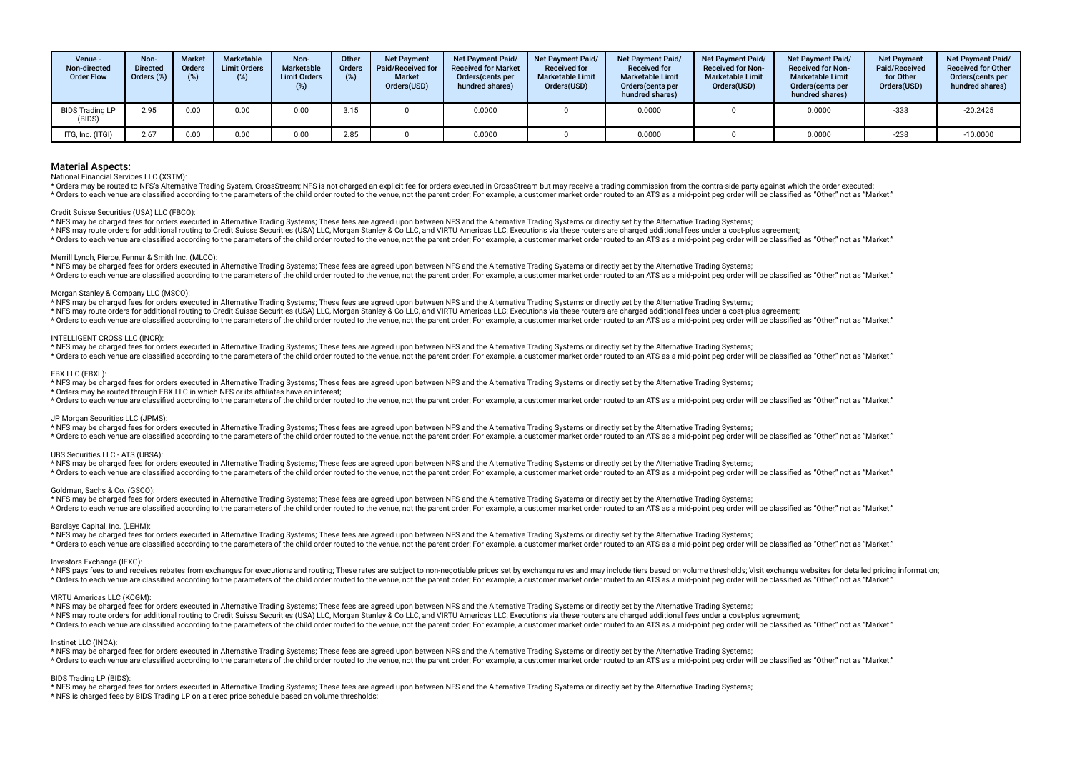| Venue - Non-directed Order Flow | Non-Directed Orders (%) | Market Orders (%) | Marketable Limit Orders (%) | Non-Marketable Limit Orders (%) | Other Orders (%) | Net Payment Paid/Received for Market Orders(USD) | Net Payment Paid/ Received for Market Orders(cents per hundred shares) | Net Payment Paid/ Received for Marketable Limit Orders(USD) | Net Payment Paid/ Received for Marketable Limit Orders(cents per hundred shares) | Net Payment Paid/ Received for Non-Marketable Limit Orders(USD) | Net Payment Paid/ Received for Non-Marketable Limit Orders(cents per hundred shares) | Net Payment Paid/Received for Other Orders(USD) | Net Payment Paid/ Received for Other Orders(cents per hundred shares) |
|---|---|---|---|---|---|---|---|---|---|---|---|---|---|
| BIDS Trading LP (BIDS) | 2.95 | 0.00 | 0.00 | 0.00 | 3.15 | 0 | 0.0000 | 0 | 0.0000 | 0 | 0.0000 | -333 | -20.2425 |
| ITG, Inc. (ITGI) | 2.67 | 0.00 | 0.00 | 0.00 | 2.85 | 0 | 0.0000 | 0 | 0.0000 | 0 | 0.0000 | -238 | -10.0000 |

## Material Aspects:

National Financial Services LLC (XSTM):

* Orders may be routed to NFS's Alternative Trading System, CrossStream; NFS is not charged an explicit fee for orders executed in CrossStream but may receive a trading commission from the contra-side party against which the order executed;
* Orders to each venue are classified according to the parameters of the child order routed to the venue, not the parent order; For example, a customer market order routed to an ATS as a mid-point peg order will be classified as "Other," not as "Market."

Credit Suisse Securities (USA) LLC (FBCO):

* NFS may be charged fees for orders executed in Alternative Trading Systems; These fees are agreed upon between NFS and the Alternative Trading Systems or directly set by the Alternative Trading Systems;
* NFS may route orders for additional routing to Credit Suisse Securities (USA) LLC, Morgan Stanley & Co LLC, and VIRTU Americas LLC; Executions via these routers are charged additional fees under a cost-plus agreement;
* Orders to each venue are classified according to the parameters of the child order routed to the venue, not the parent order; For example, a customer market order routed to an ATS as a mid-point peg order will be classified as "Other," not as "Market."

Merrill Lynch, Pierce, Fenner & Smith Inc. (MLCO):

* NFS may be charged fees for orders executed in Alternative Trading Systems; These fees are agreed upon between NFS and the Alternative Trading Systems or directly set by the Alternative Trading Systems;
* Orders to each venue are classified according to the parameters of the child order routed to the venue, not the parent order; For example, a customer market order routed to an ATS as a mid-point peg order will be classified as "Other," not as "Market."

Morgan Stanley & Company LLC (MSCO):

* NFS may be charged fees for orders executed in Alternative Trading Systems; These fees are agreed upon between NFS and the Alternative Trading Systems or directly set by the Alternative Trading Systems;
* NFS may route orders for additional routing to Credit Suisse Securities (USA) LLC, Morgan Stanley & Co LLC, and VIRTU Americas LLC; Executions via these routers are charged additional fees under a cost-plus agreement;
* Orders to each venue are classified according to the parameters of the child order routed to the venue, not the parent order; For example, a customer market order routed to an ATS as a mid-point peg order will be classified as "Other," not as "Market."

INTELLIGENT CROSS LLC (INCR):

* NFS may be charged fees for orders executed in Alternative Trading Systems; These fees are agreed upon between NFS and the Alternative Trading Systems or directly set by the Alternative Trading Systems;
* Orders to each venue are classified according to the parameters of the child order routed to the venue, not the parent order; For example, a customer market order routed to an ATS as a mid-point peg order will be classified as "Other," not as "Market."

EBX LLC (EBXL):

* NFS may be charged fees for orders executed in Alternative Trading Systems; These fees are agreed upon between NFS and the Alternative Trading Systems or directly set by the Alternative Trading Systems;
* Orders may be routed through EBX LLC in which NFS or its affiliates have an interest;
* Orders to each venue are classified according to the parameters of the child order routed to the venue, not the parent order; For example, a customer market order routed to an ATS as a mid-point peg order will be classified as "Other," not as "Market."

JP Morgan Securities LLC (JPMS):

* NFS may be charged fees for orders executed in Alternative Trading Systems; These fees are agreed upon between NFS and the Alternative Trading Systems or directly set by the Alternative Trading Systems;
* Orders to each venue are classified according to the parameters of the child order routed to the venue, not the parent order; For example, a customer market order routed to an ATS as a mid-point peg order will be classified as "Other," not as "Market."

UBS Securities LLC - ATS (UBSA):

* NFS may be charged fees for orders executed in Alternative Trading Systems; These fees are agreed upon between NFS and the Alternative Trading Systems or directly set by the Alternative Trading Systems;
* Orders to each venue are classified according to the parameters of the child order routed to the venue, not the parent order; For example, a customer market order routed to an ATS as a mid-point peg order will be classified as "Other," not as "Market."

Goldman, Sachs & Co. (GSCO):

* NFS may be charged fees for orders executed in Alternative Trading Systems; These fees are agreed upon between NFS and the Alternative Trading Systems or directly set by the Alternative Trading Systems;
* Orders to each venue are classified according to the parameters of the child order routed to the venue, not the parent order; For example, a customer market order routed to an ATS as a mid-point peg order will be classified as "Other," not as "Market."

Barclays Capital, Inc. (LEHM):

* NFS may be charged fees for orders executed in Alternative Trading Systems; These fees are agreed upon between NFS and the Alternative Trading Systems or directly set by the Alternative Trading Systems;
* Orders to each venue are classified according to the parameters of the child order routed to the venue, not the parent order; For example, a customer market order routed to an ATS as a mid-point peg order will be classified as "Other," not as "Market."

Investors Exchange (IEXG):

* NFS pays fees to and receives rebates from exchanges for executions and routing; These rates are subject to non-negotiable prices set by exchange rules and may include tiers based on volume thresholds; Visit exchange websites for detailed pricing information;
* Orders to each venue are classified according to the parameters of the child order routed to the venue, not the parent order; For example, a customer market order routed to an ATS as a mid-point peg order will be classified as "Other," not as "Market."

VIRTU Americas LLC (KCGM):

* NFS may be charged fees for orders executed in Alternative Trading Systems; These fees are agreed upon between NFS and the Alternative Trading Systems or directly set by the Alternative Trading Systems;
* NFS may route orders for additional routing to Credit Suisse Securities (USA) LLC, Morgan Stanley & Co LLC, and VIRTU Americas LLC; Executions via these routers are charged additional fees under a cost-plus agreement;
* Orders to each venue are classified according to the parameters of the child order routed to the venue, not the parent order; For example, a customer market order routed to an ATS as a mid-point peg order will be classified as "Other," not as "Market."

Instinet LLC (INCA):

* NFS may be charged fees for orders executed in Alternative Trading Systems; These fees are agreed upon between NFS and the Alternative Trading Systems or directly set by the Alternative Trading Systems;
* Orders to each venue are classified according to the parameters of the child order routed to the venue, not the parent order; For example, a customer market order routed to an ATS as a mid-point peg order will be classified as "Other," not as "Market."

BIDS Trading LP (BIDS):

* NFS may be charged fees for orders executed in Alternative Trading Systems; These fees are agreed upon between NFS and the Alternative Trading Systems or directly set by the Alternative Trading Systems;
* NFS is charged fees by BIDS Trading LP on a tiered price schedule based on volume thresholds;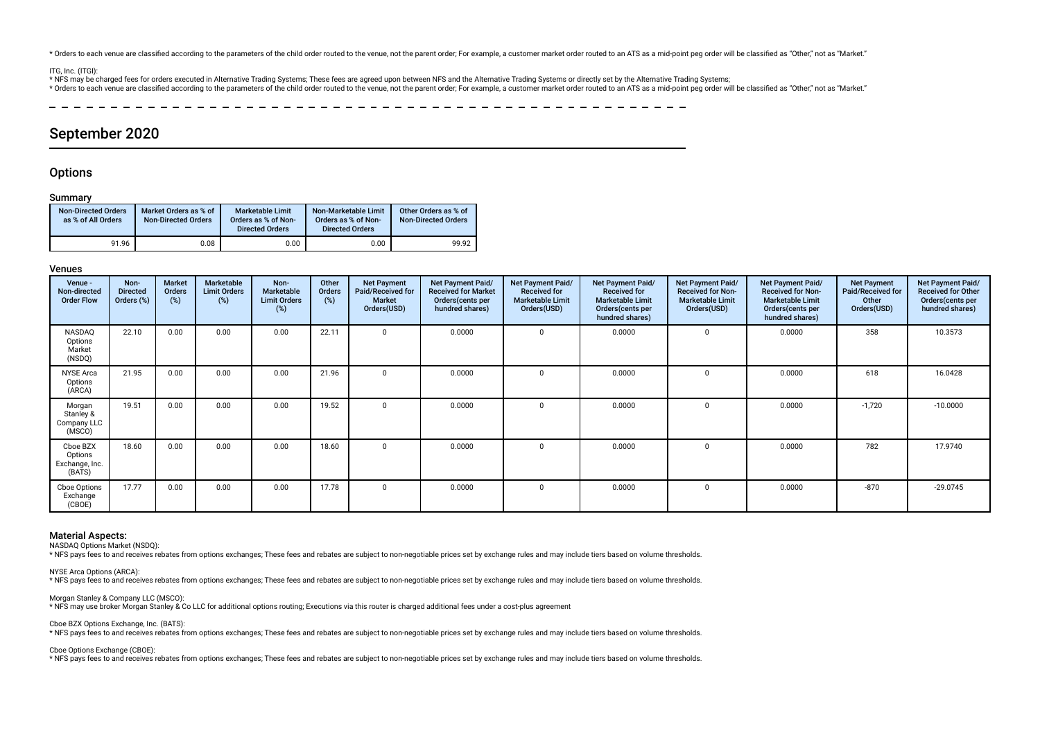* Orders to each venue are classified according to the parameters of the child order routed to the venue, not the parent order; For example, a customer market order routed to an ATS as a mid-point peg order will be classified as "Other," not as "Market."

ITG, Inc. (ITGI):
* NFS may be charged fees for orders executed in Alternative Trading Systems; These fees are agreed upon between NFS and the Alternative Trading Systems or directly set by the Alternative Trading Systems;
* Orders to each venue are classified according to the parameters of the child order routed to the venue, not the parent order; For example, a customer market order routed to an ATS as a mid-point peg order will be classified as "Other," not as "Market."

## September 2020

### Options

#### Summary

| Non-Directed Orders as % of All Orders | Market Orders as % of Non-Directed Orders | Marketable Limit Orders as % of Non-Directed Orders | Non-Marketable Limit Orders as % of Non-Directed Orders | Other Orders as % of Non-Directed Orders |
|---|---|---|---|---|
| 91.96 | 0.08 | 0.00 | 0.00 | 99.92 |

#### Venues

| Venue - Non-directed Order Flow | Non-Directed Orders (%) | Market Orders (%) | Marketable Limit Orders (%) | Non-Marketable Limit Orders (%) | Other Orders (%) | Net Payment Paid/Received for Market Orders(USD) | Net Payment Paid/Received for Market Orders(cents per hundred shares) | Net Payment Paid/Received for Marketable Limit Orders(USD) | Net Payment Paid/Received for Marketable Limit Orders(cents per hundred shares) | Net Payment Paid/Received for Non-Marketable Limit Orders(USD) | Net Payment Paid/Received for Non-Marketable Limit Orders(cents per hundred shares) | Net Payment Paid/Received for Other Orders(USD) | Net Payment Paid/Received for Other Orders(cents per hundred shares) |
|---|---|---|---|---|---|---|---|---|---|---|---|---|---|
| NASDAQ Options Market (NSDQ) | 22.10 | 0.00 | 0.00 | 0.00 | 22.11 | 0 | 0.0000 | 0 | 0.0000 | 0 | 0.0000 | 358 | 10.3573 |
| NYSE Arca Options (ARCA) | 21.95 | 0.00 | 0.00 | 0.00 | 21.96 | 0 | 0.0000 | 0 | 0.0000 | 0 | 0.0000 | 618 | 16.0428 |
| Morgan Stanley & Company LLC (MSCO) | 19.51 | 0.00 | 0.00 | 0.00 | 19.52 | 0 | 0.0000 | 0 | 0.0000 | 0 | 0.0000 | -1,720 | -10.0000 |
| Cboe BZX Options Exchange, Inc. (BATS) | 18.60 | 0.00 | 0.00 | 0.00 | 18.60 | 0 | 0.0000 | 0 | 0.0000 | 0 | 0.0000 | 782 | 17.9740 |
| Cboe Options Exchange (CBOE) | 17.77 | 0.00 | 0.00 | 0.00 | 17.78 | 0 | 0.0000 | 0 | 0.0000 | 0 | 0.0000 | -870 | -29.0745 |

#### Material Aspects:

NASDAQ Options Market (NSDQ):
* NFS pays fees to and receives rebates from options exchanges; These fees and rebates are subject to non-negotiable prices set by exchange rules and may include tiers based on volume thresholds.

NYSE Arca Options (ARCA):
* NFS pays fees to and receives rebates from options exchanges; These fees and rebates are subject to non-negotiable prices set by exchange rules and may include tiers based on volume thresholds.

Morgan Stanley & Company LLC (MSCO):
* NFS may use broker Morgan Stanley & Co LLC for additional options routing; Executions via this router is charged additional fees under a cost-plus agreement

Cboe BZX Options Exchange, Inc. (BATS):
* NFS pays fees to and receives rebates from options exchanges; These fees and rebates are subject to non-negotiable prices set by exchange rules and may include tiers based on volume thresholds.

Cboe Options Exchange (CBOE):
* NFS pays fees to and receives rebates from options exchanges; These fees and rebates are subject to non-negotiable prices set by exchange rules and may include tiers based on volume thresholds.